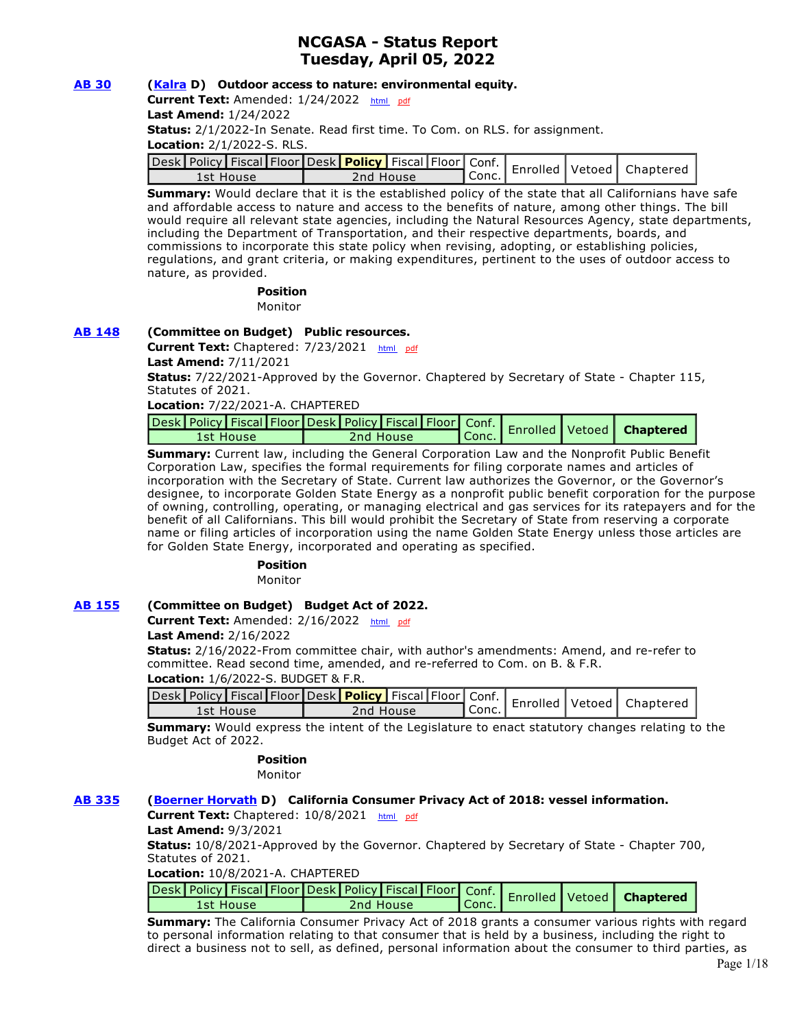# NCGASA - Status Report
## Tuesday, April 05, 2022

**AB 30** **(Kalra D) Outdoor access to nature: environmental equity.**

**Current Text:** Amended: 1/24/2022 html pdf
**Last Amend:** 1/24/2022
**Status:** 2/1/2022-In Senate. Read first time. To Com. on RLS. for assignment.
**Location:** 2/1/2022-S. RLS.

| Desk | Policy | Fiscal | Floor | Desk | **Policy** | Fiscal | Floor | Conf. Conc. | Enrolled | Vetoed | Chaptered |
|---|---|---|---|---|---|---|---|---|---|---|---|
| 1st House | | | | 2nd House | | | | | | | |

**Summary:** Would declare that it is the established policy of the state that all Californians have safe and affordable access to nature and access to the benefits of nature, among other things. The bill would require all relevant state agencies, including the Natural Resources Agency, state departments, including the Department of Transportation, and their respective departments, boards, and commissions to incorporate this state policy when revising, adopting, or establishing policies, regulations, and grant criteria, or making expenditures, pertinent to the uses of outdoor access to nature, as provided.

**Position**
Monitor

**AB 148** **(Committee on Budget) Public resources.**

**Current Text:** Chaptered: 7/23/2021 html pdf
**Last Amend:** 7/11/2021
**Status:** 7/22/2021-Approved by the Governor. Chaptered by Secretary of State - Chapter 115, Statutes of 2021.
**Location:** 7/22/2021-A. CHAPTERED

| Desk | Policy | Fiscal | Floor | Desk | Policy | Fiscal | Floor | Conf. Conc. | Enrolled | Vetoed | **Chaptered** |
|---|---|---|---|---|---|---|---|---|---|---|---|
| 1st House | | | | 2nd House | | | | | | | |

**Summary:** Current law, including the General Corporation Law and the Nonprofit Public Benefit Corporation Law, specifies the formal requirements for filing corporate names and articles of incorporation with the Secretary of State. Current law authorizes the Governor, or the Governor's designee, to incorporate Golden State Energy as a nonprofit public benefit corporation for the purpose of owning, controlling, operating, or managing electrical and gas services for its ratepayers and for the benefit of all Californians. This bill would prohibit the Secretary of State from reserving a corporate name or filing articles of incorporation using the name Golden State Energy unless those articles are for Golden State Energy, incorporated and operating as specified.

**Position**
Monitor

**AB 155** **(Committee on Budget) Budget Act of 2022.**

**Current Text:** Amended: 2/16/2022 html pdf
**Last Amend:** 2/16/2022
**Status:** 2/16/2022-From committee chair, with author's amendments: Amend, and re-refer to committee. Read second time, amended, and re-referred to Com. on B. & F.R.
**Location:** 1/6/2022-S. BUDGET & F.R.

| Desk | Policy | Fiscal | Floor | Desk | **Policy** | Fiscal | Floor | Conf. Conc. | Enrolled | Vetoed | Chaptered |
|---|---|---|---|---|---|---|---|---|---|---|---|
| 1st House | | | | 2nd House | | | | | | | |

**Summary:** Would express the intent of the Legislature to enact statutory changes relating to the Budget Act of 2022.

**Position**
Monitor

**AB 335** **(Boerner Horvath D) California Consumer Privacy Act of 2018: vessel information.**

**Current Text:** Chaptered: 10/8/2021 html pdf
**Last Amend:** 9/3/2021
**Status:** 10/8/2021-Approved by the Governor. Chaptered by Secretary of State - Chapter 700, Statutes of 2021.
**Location:** 10/8/2021-A. CHAPTERED

| Desk | Policy | Fiscal | Floor | Desk | Policy | Fiscal | Floor | Conf. Conc. | Enrolled | Vetoed | **Chaptered** |
|---|---|---|---|---|---|---|---|---|---|---|---|
| 1st House | | | | 2nd House | | | | | | | |

**Summary:** The California Consumer Privacy Act of 2018 grants a consumer various rights with regard to personal information relating to that consumer that is held by a business, including the right to direct a business not to sell, as defined, personal information about the consumer to third parties, as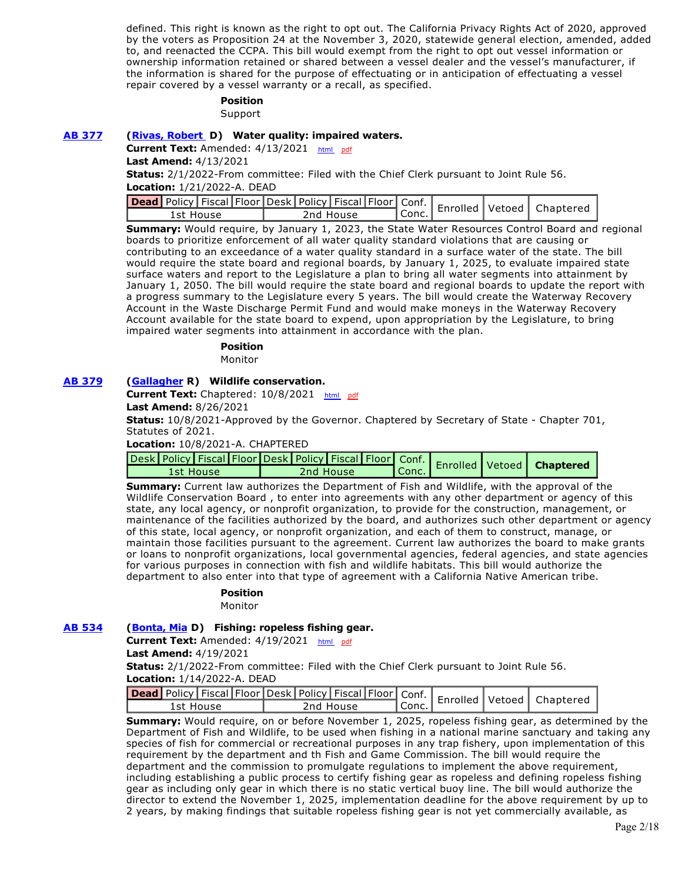defined. This right is known as the right to opt out. The California Privacy Rights Act of 2020, approved by the voters as Proposition 24 at the November 3, 2020, statewide general election, amended, added to, and reenacted the CCPA. This bill would exempt from the right to opt out vessel information or ownership information retained or shared between a vessel dealer and the vessel's manufacturer, if the information is shared for the purpose of effectuating or in anticipation of effectuating a vessel repair covered by a vessel warranty or a recall, as specified.

**Position**
Support

**AB 377** **(Rivas, Robert D) Water quality: impaired waters.**

**Current Text:** Amended: 4/13/2021 html pdf
**Last Amend:** 4/13/2021
**Status:** 2/1/2022-From committee: Filed with the Chief Clerk pursuant to Joint Rule 56.
**Location:** 1/21/2022-A. DEAD

| **Dead** | Policy | Fiscal | Floor | Desk | Policy | Fiscal | Floor | Conf. Conc. | Enrolled | Vetoed | Chaptered |
|---|---|---|---|---|---|---|---|---|---|---|---|
| 1st House | | | | 2nd House | | | | | | | |

**Summary:** Would require, by January 1, 2023, the State Water Resources Control Board and regional boards to prioritize enforcement of all water quality standard violations that are causing or contributing to an exceedance of a water quality standard in a surface water of the state. The bill would require the state board and regional boards, by January 1, 2025, to evaluate impaired state surface waters and report to the Legislature a plan to bring all water segments into attainment by January 1, 2050. The bill would require the state board and regional boards to update the report with a progress summary to the Legislature every 5 years. The bill would create the Waterway Recovery Account in the Waste Discharge Permit Fund and would make moneys in the Waterway Recovery Account available for the state board to expend, upon appropriation by the Legislature, to bring impaired water segments into attainment in accordance with the plan.

**Position**
Monitor

**AB 379** **(Gallagher R) Wildlife conservation.**

**Current Text:** Chaptered: 10/8/2021 html pdf
**Last Amend:** 8/26/2021
**Status:** 10/8/2021-Approved by the Governor. Chaptered by Secretary of State - Chapter 701, Statutes of 2021.
**Location:** 10/8/2021-A. CHAPTERED

| Desk | Policy | Fiscal | Floor | Desk | Policy | Fiscal | Floor | Conf. Conc. | Enrolled | Vetoed | **Chaptered** |
|---|---|---|---|---|---|---|---|---|---|---|---|
| 1st House | | | | 2nd House | | | | | | | |

**Summary:** Current law authorizes the Department of Fish and Wildlife, with the approval of the Wildlife Conservation Board , to enter into agreements with any other department or agency of this state, any local agency, or nonprofit organization, to provide for the construction, management, or maintenance of the facilities authorized by the board, and authorizes such other department or agency of this state, local agency, or nonprofit organization, and each of them to construct, manage, or maintain those facilities pursuant to the agreement. Current law authorizes the board to make grants or loans to nonprofit organizations, local governmental agencies, federal agencies, and state agencies for various purposes in connection with fish and wildlife habitats. This bill would authorize the department to also enter into that type of agreement with a California Native American tribe.

**Position**
Monitor

**AB 534** **(Bonta, Mia D) Fishing: ropeless fishing gear.**

**Current Text:** Amended: 4/19/2021 html pdf
**Last Amend:** 4/19/2021
**Status:** 2/1/2022-From committee: Filed with the Chief Clerk pursuant to Joint Rule 56.
**Location:** 1/14/2022-A. DEAD

| **Dead** | Policy | Fiscal | Floor | Desk | Policy | Fiscal | Floor | Conf. Conc. | Enrolled | Vetoed | Chaptered |
|---|---|---|---|---|---|---|---|---|---|---|---|
| 1st House | | | | 2nd House | | | | | | | |

**Summary:** Would require, on or before November 1, 2025, ropeless fishing gear, as determined by the Department of Fish and Wildlife, to be used when fishing in a national marine sanctuary and taking any species of fish for commercial or recreational purposes in any trap fishery, upon implementation of this requirement by the department and th Fish and Game Commission. The bill would require the department and the commission to promulgate regulations to implement the above requirement, including establishing a public process to certify fishing gear as ropeless and defining ropeless fishing gear as including only gear in which there is no static vertical buoy line. The bill would authorize the director to extend the November 1, 2025, implementation deadline for the above requirement by up to 2 years, by making findings that suitable ropeless fishing gear is not yet commercially available, as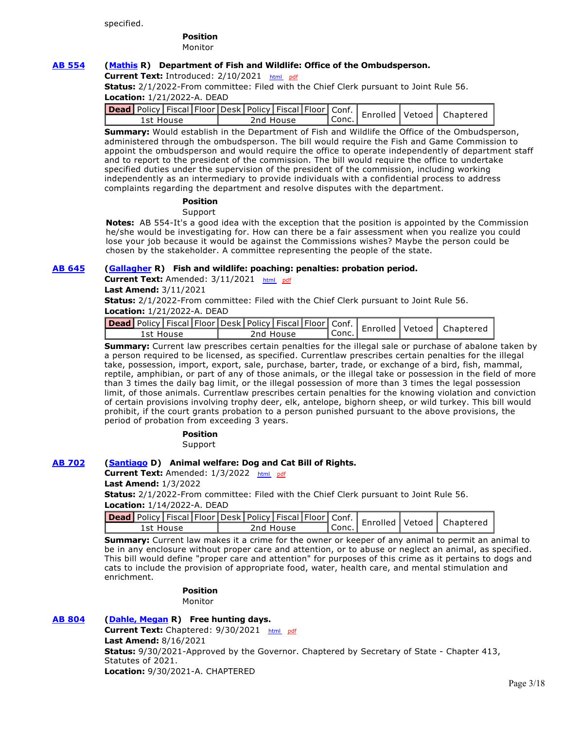specified.

**Position**
Monitor

**AB 554** **(Mathis R) Department of Fish and Wildlife: Office of the Ombudsperson.**
**Current Text:** Introduced: 2/10/2021 html pdf
**Status:** 2/1/2022-From committee: Filed with the Chief Clerk pursuant to Joint Rule 56.
**Location:** 1/21/2022-A. DEAD

| Dead | Policy | Fiscal | Floor | Desk | Policy | Fiscal | Floor | Conf. Conc. | Enrolled | Vetoed | Chaptered |
|---|---|---|---|---|---|---|---|---|---|---|---|
| 1st House | | | | 2nd House | | | | | | | |

**Summary:** Would establish in the Department of Fish and Wildlife the Office of the Ombudsperson, administered through the ombudsperson. The bill would require the Fish and Game Commission to appoint the ombudsperson and would require the office to operate independently of department staff and to report to the president of the commission. The bill would require the office to undertake specified duties under the supervision of the president of the commission, including working independently as an intermediary to provide individuals with a confidential process to address complaints regarding the department and resolve disputes with the department.

**Position**
Support

**Notes:** AB 554-It's a good idea with the exception that the position is appointed by the Commission he/she would be investigating for. How can there be a fair assessment when you realize you could lose your job because it would be against the Commissions wishes? Maybe the person could be chosen by the stakeholder. A committee representing the people of the state.

**AB 645** **(Gallagher R) Fish and wildlife: poaching: penalties: probation period.**
**Current Text:** Amended: 3/11/2021 html pdf
**Last Amend:** 3/11/2021
**Status:** 2/1/2022-From committee: Filed with the Chief Clerk pursuant to Joint Rule 56.
**Location:** 1/21/2022-A. DEAD

| Dead | Policy | Fiscal | Floor | Desk | Policy | Fiscal | Floor | Conf. Conc. | Enrolled | Vetoed | Chaptered |
|---|---|---|---|---|---|---|---|---|---|---|---|
| 1st House | | | | 2nd House | | | | | | | |

**Summary:** Current law prescribes certain penalties for the illegal sale or purchase of abalone taken by a person required to be licensed, as specified. Currentlaw prescribes certain penalties for the illegal take, possession, import, export, sale, purchase, barter, trade, or exchange of a bird, fish, mammal, reptile, amphibian, or part of any of those animals, or the illegal take or possession in the field of more than 3 times the daily bag limit, or the illegal possession of more than 3 times the legal possession limit, of those animals. Currentlaw prescribes certain penalties for the knowing violation and conviction of certain provisions involving trophy deer, elk, antelope, bighorn sheep, or wild turkey. This bill would prohibit, if the court grants probation to a person punished pursuant to the above provisions, the period of probation from exceeding 3 years.

**Position**
Support

**AB 702** **(Santiago D) Animal welfare: Dog and Cat Bill of Rights.**
**Current Text:** Amended: 1/3/2022 html pdf
**Last Amend:** 1/3/2022
**Status:** 2/1/2022-From committee: Filed with the Chief Clerk pursuant to Joint Rule 56.
**Location:** 1/14/2022-A. DEAD

| Dead | Policy | Fiscal | Floor | Desk | Policy | Fiscal | Floor | Conf. Conc. | Enrolled | Vetoed | Chaptered |
|---|---|---|---|---|---|---|---|---|---|---|---|
| 1st House | | | | 2nd House | | | | | | | |

**Summary:** Current law makes it a crime for the owner or keeper of any animal to permit an animal to be in any enclosure without proper care and attention, or to abuse or neglect an animal, as specified. This bill would define "proper care and attention" for purposes of this crime as it pertains to dogs and cats to include the provision of appropriate food, water, health care, and mental stimulation and enrichment.

**Position**
Monitor

**AB 804** **(Dahle, Megan R) Free hunting days.**
**Current Text:** Chaptered: 9/30/2021 html pdf
**Last Amend:** 8/16/2021
**Status:** 9/30/2021-Approved by the Governor. Chaptered by Secretary of State - Chapter 413, Statutes of 2021.
**Location:** 9/30/2021-A. CHAPTERED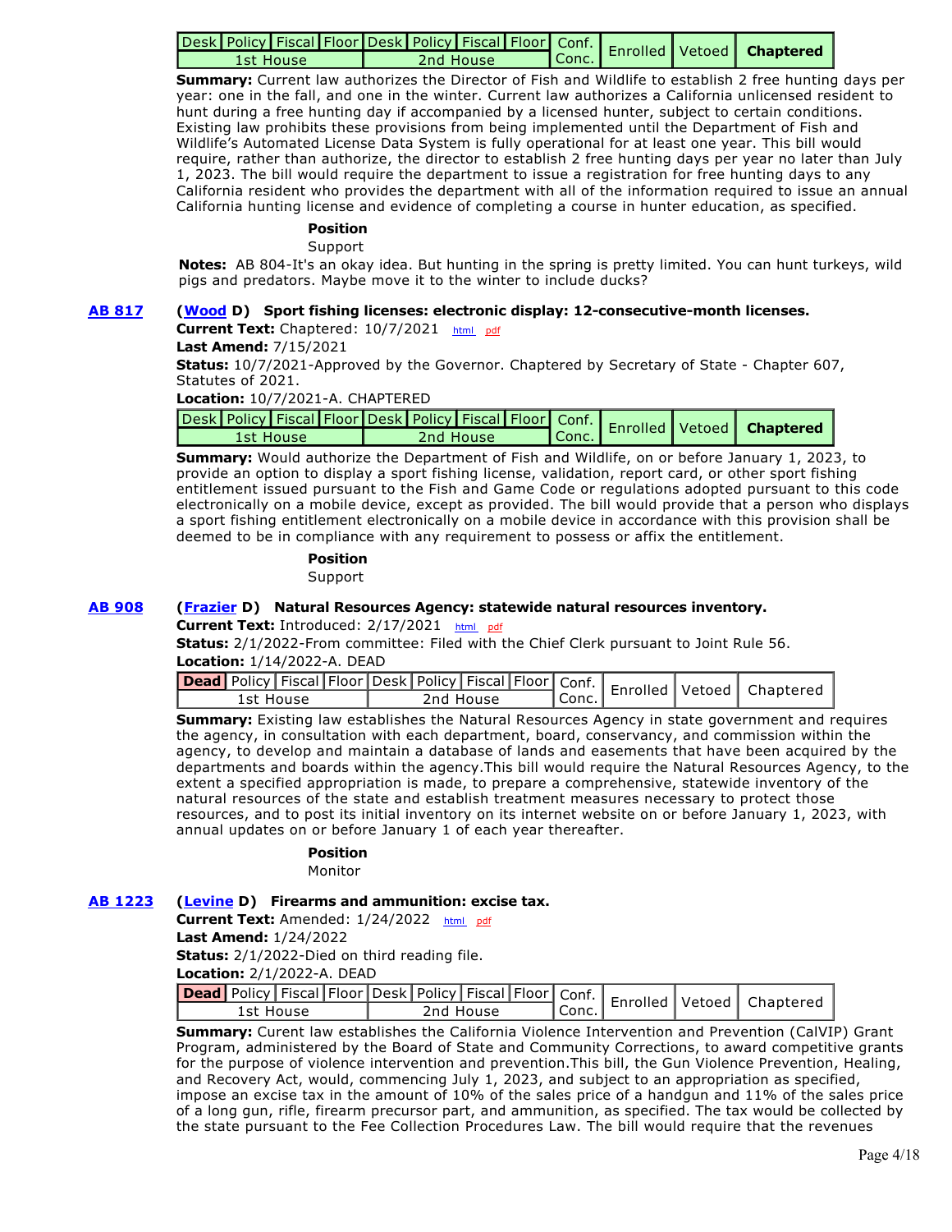| Desk | Policy | Fiscal | Floor | Desk | Policy | Fiscal | Floor | Conf. | Enrolled | Vetoed | **Chaptered** |
|---|---|---|---|---|---|---|---|---|---|---|---|
| 1st House | | | | 2nd House | | | | Conc. | | | |

**Summary:** Current law authorizes the Director of Fish and Wildlife to establish 2 free hunting days per year: one in the fall, and one in the winter. Current law authorizes a California unlicensed resident to hunt during a free hunting day if accompanied by a licensed hunter, subject to certain conditions. Existing law prohibits these provisions from being implemented until the Department of Fish and Wildlife's Automated License Data System is fully operational for at least one year. This bill would require, rather than authorize, the director to establish 2 free hunting days per year no later than July 1, 2023. The bill would require the department to issue a registration for free hunting days to any California resident who provides the department with all of the information required to issue an annual California hunting license and evidence of completing a course in hunter education, as specified.

**Position**

Support

**Notes:** AB 804-It's an okay idea. But hunting in the spring is pretty limited. You can hunt turkeys, wild pigs and predators. Maybe move it to the winter to include ducks?

**AB 817** (**Wood** D) **Sport fishing licenses: electronic display: 12-consecutive-month licenses.**

**Current Text:** Chaptered: 10/7/2021 html pdf

**Last Amend:** 7/15/2021

**Status:** 10/7/2021-Approved by the Governor. Chaptered by Secretary of State - Chapter 607, Statutes of 2021.

**Location:** 10/7/2021-A. CHAPTERED

| Desk | Policy | Fiscal | Floor | Desk | Policy | Fiscal | Floor | Conf. | Enrolled | Vetoed | **Chaptered** |
|---|---|---|---|---|---|---|---|---|---|---|---|
| 1st House | | | | 2nd House | | | | Conc. | | | |

**Summary:** Would authorize the Department of Fish and Wildlife, on or before January 1, 2023, to provide an option to display a sport fishing license, validation, report card, or other sport fishing entitlement issued pursuant to the Fish and Game Code or regulations adopted pursuant to this code electronically on a mobile device, except as provided. The bill would provide that a person who displays a sport fishing entitlement electronically on a mobile device in accordance with this provision shall be deemed to be in compliance with any requirement to possess or affix the entitlement.

**Position**

Support

**AB 908** (**Frazier** D) **Natural Resources Agency: statewide natural resources inventory.**

**Current Text:** Introduced: 2/17/2021 html pdf

**Status:** 2/1/2022-From committee: Filed with the Chief Clerk pursuant to Joint Rule 56.

**Location:** 1/14/2022-A. DEAD

| **Dead** | Policy | Fiscal | Floor | Desk | Policy | Fiscal | Floor | Conf. | Enrolled | Vetoed | Chaptered |
|---|---|---|---|---|---|---|---|---|---|---|---|
| 1st House | | | | 2nd House | | | | Conc. | | | |

**Summary:** Existing law establishes the Natural Resources Agency in state government and requires the agency, in consultation with each department, board, conservancy, and commission within the agency, to develop and maintain a database of lands and easements that have been acquired by the departments and boards within the agency.This bill would require the Natural Resources Agency, to the extent a specified appropriation is made, to prepare a comprehensive, statewide inventory of the natural resources of the state and establish treatment measures necessary to protect those resources, and to post its initial inventory on its internet website on or before January 1, 2023, with annual updates on or before January 1 of each year thereafter.

**Position**

Monitor

**AB 1223** (**Levine** D) **Firearms and ammunition: excise tax.**

**Current Text:** Amended: 1/24/2022 html pdf

**Last Amend:** 1/24/2022

**Status:** 2/1/2022-Died on third reading file.

**Location:** 2/1/2022-A. DEAD

| **Dead** | Policy | Fiscal | Floor | Desk | Policy | Fiscal | Floor | Conf. | Enrolled | Vetoed | Chaptered |
|---|---|---|---|---|---|---|---|---|---|---|---|
| 1st House | | | | 2nd House | | | | Conc. | | | |

**Summary:** Curent law establishes the California Violence Intervention and Prevention (CalVIP) Grant Program, administered by the Board of State and Community Corrections, to award competitive grants for the purpose of violence intervention and prevention.This bill, the Gun Violence Prevention, Healing, and Recovery Act, would, commencing July 1, 2023, and subject to an appropriation as specified, impose an excise tax in the amount of 10% of the sales price of a handgun and 11% of the sales price of a long gun, rifle, firearm precursor part, and ammunition, as specified. The tax would be collected by the state pursuant to the Fee Collection Procedures Law. The bill would require that the revenues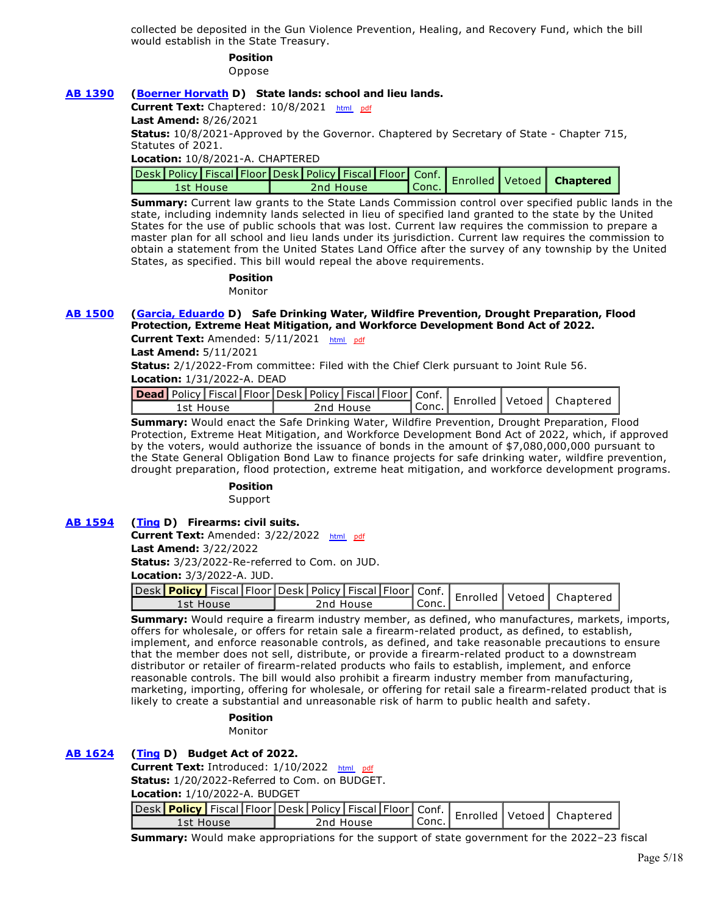collected be deposited in the Gun Violence Prevention, Healing, and Recovery Fund, which the bill would establish in the State Treasury.

**Position**
Oppose

**AB 1390** (**Boerner Horvath** D) **State lands: school and lieu lands.**
**Current Text:** Chaptered: 10/8/2021 html pdf
**Last Amend:** 8/26/2021
**Status:** 10/8/2021-Approved by the Governor. Chaptered by Secretary of State - Chapter 715, Statutes of 2021.
**Location:** 10/8/2021-A. CHAPTERED

| Desk | Policy | Fiscal | Floor | Desk | Policy | Fiscal | Floor | Conf. | Enrolled | Vetoed | **Chaptered** |
|---|---|---|---|---|---|---|---|---|---|---|---|
| 1st House | | | | 2nd House | | | | Conc. | | | |

**Summary:** Current law grants to the State Lands Commission control over specified public lands in the state, including indemnity lands selected in lieu of specified land granted to the state by the United States for the use of public schools that was lost. Current law requires the commission to prepare a master plan for all school and lieu lands under its jurisdiction. Current law requires the commission to obtain a statement from the United States Land Office after the survey of any township by the United States, as specified. This bill would repeal the above requirements.

**Position**
Monitor

**AB 1500** (**Garcia, Eduardo** D) **Safe Drinking Water, Wildfire Prevention, Drought Preparation, Flood Protection, Extreme Heat Mitigation, and Workforce Development Bond Act of 2022.**
**Current Text:** Amended: 5/11/2021 html pdf
**Last Amend:** 5/11/2021
**Status:** 2/1/2022-From committee: Filed with the Chief Clerk pursuant to Joint Rule 56.
**Location:** 1/31/2022-A. DEAD

| **Dead** | Policy | Fiscal | Floor | Desk | Policy | Fiscal | Floor | Conf. | Enrolled | Vetoed | Chaptered |
|---|---|---|---|---|---|---|---|---|---|---|---|
| 1st House | | | | 2nd House | | | | Conc. | | | |

**Summary:** Would enact the Safe Drinking Water, Wildfire Prevention, Drought Preparation, Flood Protection, Extreme Heat Mitigation, and Workforce Development Bond Act of 2022, which, if approved by the voters, would authorize the issuance of bonds in the amount of $7,080,000,000 pursuant to the State General Obligation Bond Law to finance projects for safe drinking water, wildfire prevention, drought preparation, flood protection, extreme heat mitigation, and workforce development programs.

**Position**
Support

**AB 1594** (**Ting** D) **Firearms: civil suits.**
**Current Text:** Amended: 3/22/2022 html pdf
**Last Amend:** 3/22/2022
**Status:** 3/23/2022-Re-referred to Com. on JUD.
**Location:** 3/3/2022-A. JUD.

| Desk | **Policy** | Fiscal | Floor | Desk | Policy | Fiscal | Floor | Conf. | Enrolled | Vetoed | Chaptered |
|---|---|---|---|---|---|---|---|---|---|---|---|
| 1st House | | | | 2nd House | | | | Conc. | | | |

**Summary:** Would require a firearm industry member, as defined, who manufactures, markets, imports, offers for wholesale, or offers for retain sale a firearm-related product, as defined, to establish, implement, and enforce reasonable controls, as defined, and take reasonable precautions to ensure that the member does not sell, distribute, or provide a firearm-related product to a downstream distributor or retailer of firearm-related products who fails to establish, implement, and enforce reasonable controls. The bill would also prohibit a firearm industry member from manufacturing, marketing, importing, offering for wholesale, or offering for retail sale a firearm-related product that is likely to create a substantial and unreasonable risk of harm to public health and safety.

**Position**
Monitor

**AB 1624** (**Ting** D) **Budget Act of 2022.**
**Current Text:** Introduced: 1/10/2022 html pdf
**Status:** 1/20/2022-Referred to Com. on BUDGET.
**Location:** 1/10/2022-A. BUDGET

| Desk | **Policy** | Fiscal | Floor | Desk | Policy | Fiscal | Floor | Conf. | Enrolled | Vetoed | Chaptered |
|---|---|---|---|---|---|---|---|---|---|---|---|
| 1st House | | | | 2nd House | | | | Conc. | | | |

**Summary:** Would make appropriations for the support of state government for the 2022–23 fiscal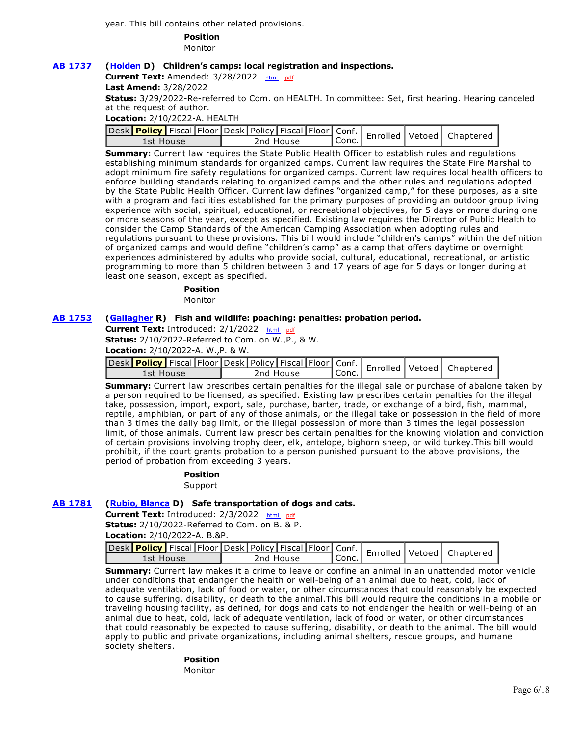year. This bill contains other related provisions.

**Position**
Monitor

**AB 1737** **(Holden D) Children's camps: local registration and inspections.**

**Current Text:** Amended: 3/28/2022 html pdf

**Last Amend:** 3/28/2022

**Status:** 3/29/2022-Re-referred to Com. on HEALTH. In committee: Set, first hearing. Hearing canceled at the request of author.

**Location:** 2/10/2022-A. HEALTH

| Desk | **Policy** | Fiscal | Floor | Desk | Policy | Fiscal | Floor | Conf. Conc. | Enrolled | Vetoed | Chaptered |
|---|---|---|---|---|---|---|---|---|---|---|---|
| 1st House | | | | 2nd House | | | | | | | |

**Summary:** Current law requires the State Public Health Officer to establish rules and regulations establishing minimum standards for organized camps. Current law requires the State Fire Marshal to adopt minimum fire safety regulations for organized camps. Current law requires local health officers to enforce building standards relating to organized camps and the other rules and regulations adopted by the State Public Health Officer. Current law defines "organized camp," for these purposes, as a site with a program and facilities established for the primary purposes of providing an outdoor group living experience with social, spiritual, educational, or recreational objectives, for 5 days or more during one or more seasons of the year, except as specified. Existing law requires the Director of Public Health to consider the Camp Standards of the American Camping Association when adopting rules and regulations pursuant to these provisions. This bill would include "children's camps" within the definition of organized camps and would define "children's camp" as a camp that offers daytime or overnight experiences administered by adults who provide social, cultural, educational, recreational, or artistic programming to more than 5 children between 3 and 17 years of age for 5 days or longer during at least one season, except as specified.

**Position**
Monitor

**AB 1753** **(Gallagher R) Fish and wildlife: poaching: penalties: probation period.**

**Current Text:** Introduced: 2/1/2022 html pdf

**Status:** 2/10/2022-Referred to Com. on W.,P., & W.

**Location:** 2/10/2022-A. W.,P. & W.

| Desk | **Policy** | Fiscal | Floor | Desk | Policy | Fiscal | Floor | Conf. Conc. | Enrolled | Vetoed | Chaptered |
|---|---|---|---|---|---|---|---|---|---|---|---|
| 1st House | | | | 2nd House | | | | | | | |

**Summary:** Current law prescribes certain penalties for the illegal sale or purchase of abalone taken by a person required to be licensed, as specified. Existing law prescribes certain penalties for the illegal take, possession, import, export, sale, purchase, barter, trade, or exchange of a bird, fish, mammal, reptile, amphibian, or part of any of those animals, or the illegal take or possession in the field of more than 3 times the daily bag limit, or the illegal possession of more than 3 times the legal possession limit, of those animals. Current law prescribes certain penalties for the knowing violation and conviction of certain provisions involving trophy deer, elk, antelope, bighorn sheep, or wild turkey.This bill would prohibit, if the court grants probation to a person punished pursuant to the above provisions, the period of probation from exceeding 3 years.

**Position**
Support

**AB 1781** **(Rubio, Blanca D) Safe transportation of dogs and cats.**

**Current Text:** Introduced: 2/3/2022 html pdf

**Status:** 2/10/2022-Referred to Com. on B. & P.

**Location:** 2/10/2022-A. B.&P.

| Desk | **Policy** | Fiscal | Floor | Desk | Policy | Fiscal | Floor | Conf. Conc. | Enrolled | Vetoed | Chaptered |
|---|---|---|---|---|---|---|---|---|---|---|---|
| 1st House | | | | 2nd House | | | | | | | |

**Summary:** Current law makes it a crime to leave or confine an animal in an unattended motor vehicle under conditions that endanger the health or well-being of an animal due to heat, cold, lack of adequate ventilation, lack of food or water, or other circumstances that could reasonably be expected to cause suffering, disability, or death to the animal.This bill would require the conditions in a mobile or traveling housing facility, as defined, for dogs and cats to not endanger the health or well-being of an animal due to heat, cold, lack of adequate ventilation, lack of food or water, or other circumstances that could reasonably be expected to cause suffering, disability, or death to the animal. The bill would apply to public and private organizations, including animal shelters, rescue groups, and humane society shelters.

**Position**
Monitor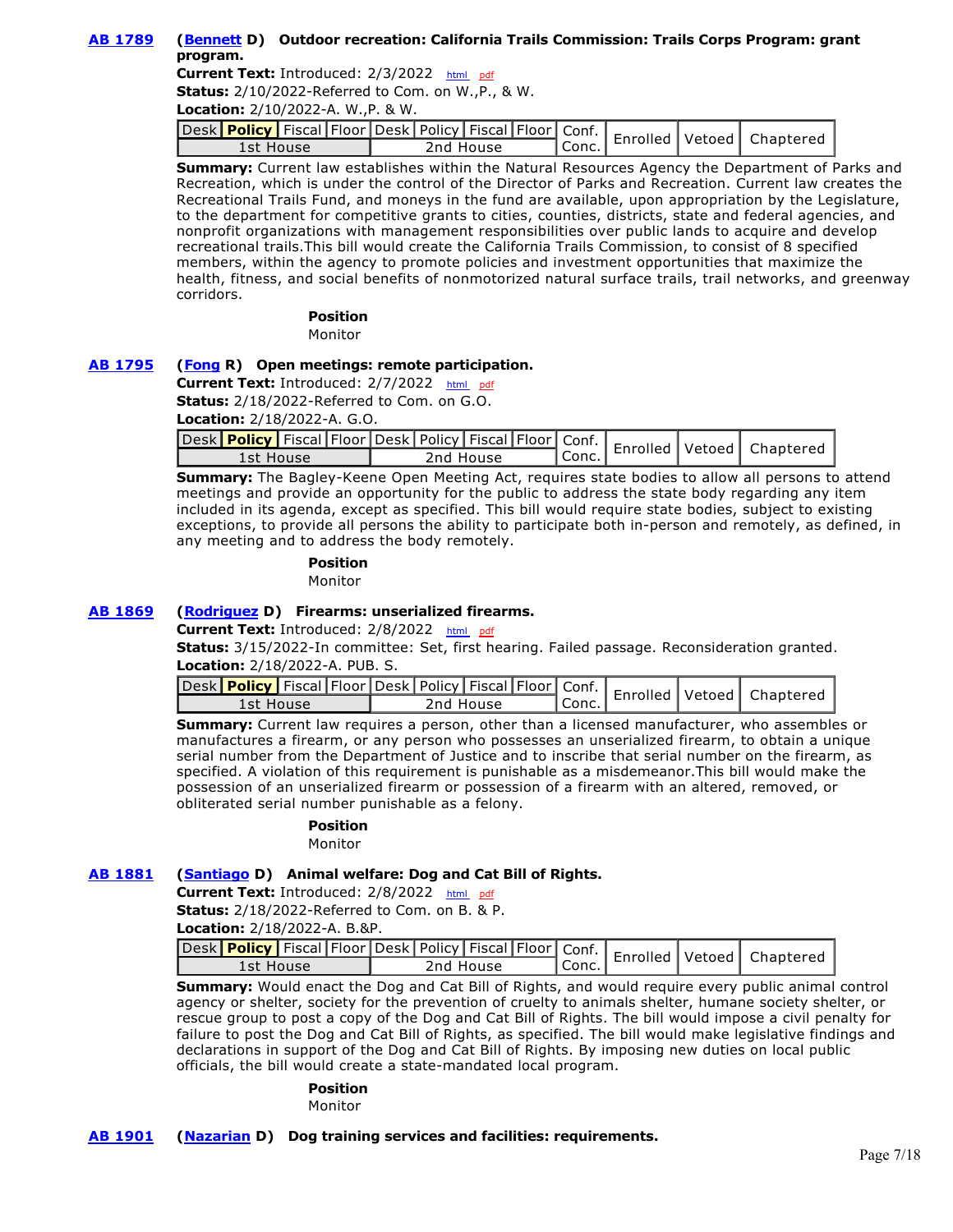**AB 1789** **(Bennett D) Outdoor recreation: California Trails Commission: Trails Corps Program: grant program.**

**Current Text:** Introduced: 2/3/2022 html pdf
**Status:** 2/10/2022-Referred to Com. on W.,P., & W.
**Location:** 2/10/2022-A. W.,P. & W.

| Desk | **Policy** | Fiscal | Floor | Desk | Policy | Fiscal | Floor | Conf. Conc. | Enrolled | Vetoed | Chaptered |
|---|---|---|---|---|---|---|---|---|---|---|---|
| 1st House | | | | 2nd House | | | | | | | |

**Summary:** Current law establishes within the Natural Resources Agency the Department of Parks and Recreation, which is under the control of the Director of Parks and Recreation. Current law creates the Recreational Trails Fund, and moneys in the fund are available, upon appropriation by the Legislature, to the department for competitive grants to cities, counties, districts, state and federal agencies, and nonprofit organizations with management responsibilities over public lands to acquire and develop recreational trails.This bill would create the California Trails Commission, to consist of 8 specified members, within the agency to promote policies and investment opportunities that maximize the health, fitness, and social benefits of nonmotorized natural surface trails, trail networks, and greenway corridors.

**Position**
Monitor

**AB 1795** **(Fong R) Open meetings: remote participation.**

**Current Text:** Introduced: 2/7/2022 html pdf
**Status:** 2/18/2022-Referred to Com. on G.O.
**Location:** 2/18/2022-A. G.O.

| Desk | **Policy** | Fiscal | Floor | Desk | Policy | Fiscal | Floor | Conf. Conc. | Enrolled | Vetoed | Chaptered |
|---|---|---|---|---|---|---|---|---|---|---|---|
| 1st House | | | | 2nd House | | | | | | | |

**Summary:** The Bagley-Keene Open Meeting Act, requires state bodies to allow all persons to attend meetings and provide an opportunity for the public to address the state body regarding any item included in its agenda, except as specified. This bill would require state bodies, subject to existing exceptions, to provide all persons the ability to participate both in-person and remotely, as defined, in any meeting and to address the body remotely.

**Position**
Monitor

**AB 1869** **(Rodriguez D) Firearms: unserialized firearms.**

**Current Text:** Introduced: 2/8/2022 html pdf
**Status:** 3/15/2022-In committee: Set, first hearing. Failed passage. Reconsideration granted.
**Location:** 2/18/2022-A. PUB. S.

| Desk | **Policy** | Fiscal | Floor | Desk | Policy | Fiscal | Floor | Conf. Conc. | Enrolled | Vetoed | Chaptered |
|---|---|---|---|---|---|---|---|---|---|---|---|
| 1st House | | | | 2nd House | | | | | | | |

**Summary:** Current law requires a person, other than a licensed manufacturer, who assembles or manufactures a firearm, or any person who possesses an unserialized firearm, to obtain a unique serial number from the Department of Justice and to inscribe that serial number on the firearm, as specified. A violation of this requirement is punishable as a misdemeanor.This bill would make the possession of an unserialized firearm or possession of a firearm with an altered, removed, or obliterated serial number punishable as a felony.

**Position**
Monitor

**AB 1881** **(Santiago D) Animal welfare: Dog and Cat Bill of Rights.**

**Current Text:** Introduced: 2/8/2022 html pdf
**Status:** 2/18/2022-Referred to Com. on B. & P.
**Location:** 2/18/2022-A. B.&P.

| Desk | **Policy** | Fiscal | Floor | Desk | Policy | Fiscal | Floor | Conf. Conc. | Enrolled | Vetoed | Chaptered |
|---|---|---|---|---|---|---|---|---|---|---|---|
| 1st House | | | | 2nd House | | | | | | | |

**Summary:** Would enact the Dog and Cat Bill of Rights, and would require every public animal control agency or shelter, society for the prevention of cruelty to animals shelter, humane society shelter, or rescue group to post a copy of the Dog and Cat Bill of Rights. The bill would impose a civil penalty for failure to post the Dog and Cat Bill of Rights, as specified. The bill would make legislative findings and declarations in support of the Dog and Cat Bill of Rights. By imposing new duties on local public officials, the bill would create a state-mandated local program.

**Position**
Monitor

**AB 1901** **(Nazarian D) Dog training services and facilities: requirements.**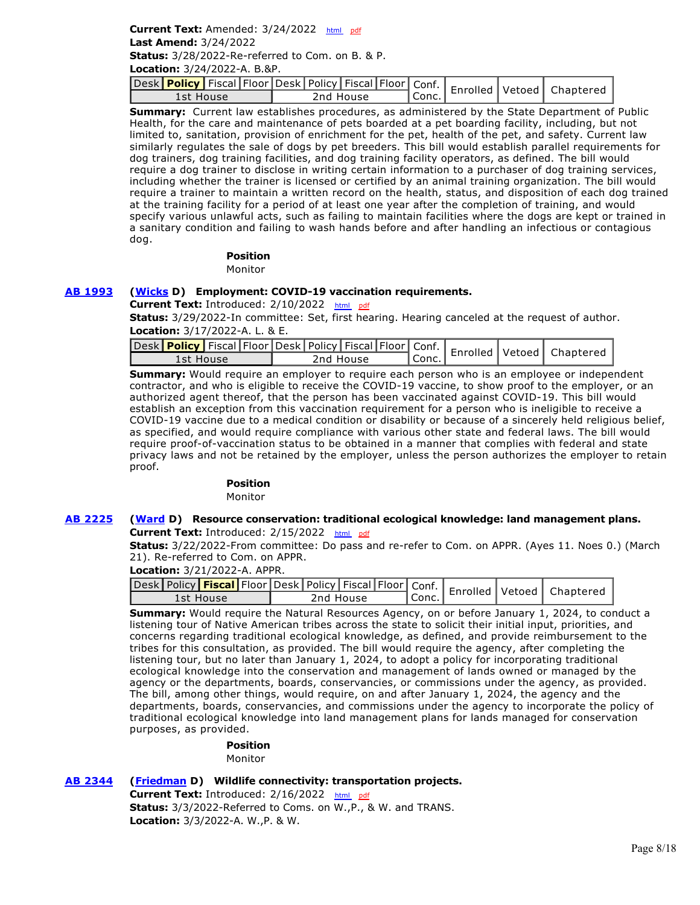**Current Text:** Amended: 3/24/2022 html pdf
**Last Amend:** 3/24/2022
**Status:** 3/28/2022-Re-referred to Com. on B. & P.
**Location:** 3/24/2022-A. B.&P.

| Desk | **Policy** | Fiscal | Floor | Desk | Policy | Fiscal | Floor | Conf. Conc. | Enrolled | Vetoed | Chaptered |
|---|---|---|---|---|---|---|---|---|---|---|---|
| 1st House | | | | 2nd House | | | | | | | |

**Summary:** Current law establishes procedures, as administered by the State Department of Public Health, for the care and maintenance of pets boarded at a pet boarding facility, including, but not limited to, sanitation, provision of enrichment for the pet, health of the pet, and safety. Current law similarly regulates the sale of dogs by pet breeders. This bill would establish parallel requirements for dog trainers, dog training facilities, and dog training facility operators, as defined. The bill would require a dog trainer to disclose in writing certain information to a purchaser of dog training services, including whether the trainer is licensed or certified by an animal training organization. The bill would require a trainer to maintain a written record on the health, status, and disposition of each dog trained at the training facility for a period of at least one year after the completion of training, and would specify various unlawful acts, such as failing to maintain facilities where the dogs are kept or trained in a sanitary condition and failing to wash hands before and after handling an infectious or contagious dog.

**Position**
Monitor

**AB 1993** (**Wicks** D) **Employment: COVID-19 vaccination requirements.**
**Current Text:** Introduced: 2/10/2022 html pdf
**Status:** 3/29/2022-In committee: Set, first hearing. Hearing canceled at the request of author.
**Location:** 3/17/2022-A. L. & E.

| Desk | **Policy** | Fiscal | Floor | Desk | Policy | Fiscal | Floor | Conf. Conc. | Enrolled | Vetoed | Chaptered |
|---|---|---|---|---|---|---|---|---|---|---|---|
| 1st House | | | | 2nd House | | | | | | | |

**Summary:** Would require an employer to require each person who is an employee or independent contractor, and who is eligible to receive the COVID-19 vaccine, to show proof to the employer, or an authorized agent thereof, that the person has been vaccinated against COVID-19. This bill would establish an exception from this vaccination requirement for a person who is ineligible to receive a COVID-19 vaccine due to a medical condition or disability or because of a sincerely held religious belief, as specified, and would require compliance with various other state and federal laws. The bill would require proof-of-vaccination status to be obtained in a manner that complies with federal and state privacy laws and not be retained by the employer, unless the person authorizes the employer to retain proof.

**Position**
Monitor

**AB 2225** (**Ward** D) **Resource conservation: traditional ecological knowledge: land management plans.**
**Current Text:** Introduced: 2/15/2022 html pdf
**Status:** 3/22/2022-From committee: Do pass and re-refer to Com. on APPR. (Ayes 11. Noes 0.) (March 21). Re-referred to Com. on APPR.
**Location:** 3/21/2022-A. APPR.

| Desk | Policy | **Fiscal** | Floor | Desk | Policy | Fiscal | Floor | Conf. Conc. | Enrolled | Vetoed | Chaptered |
|---|---|---|---|---|---|---|---|---|---|---|---|
| 1st House | | | | 2nd House | | | | | | | |

**Summary:** Would require the Natural Resources Agency, on or before January 1, 2024, to conduct a listening tour of Native American tribes across the state to solicit their initial input, priorities, and concerns regarding traditional ecological knowledge, as defined, and provide reimbursement to the tribes for this consultation, as provided. The bill would require the agency, after completing the listening tour, but no later than January 1, 2024, to adopt a policy for incorporating traditional ecological knowledge into the conservation and management of lands owned or managed by the agency or the departments, boards, conservancies, or commissions under the agency, as provided. The bill, among other things, would require, on and after January 1, 2024, the agency and the departments, boards, conservancies, and commissions under the agency to incorporate the policy of traditional ecological knowledge into land management plans for lands managed for conservation purposes, as provided.

**Position**
Monitor

**AB 2344** (**Friedman** D) **Wildlife connectivity: transportation projects.**
**Current Text:** Introduced: 2/16/2022 html pdf
**Status:** 3/3/2022-Referred to Coms. on W.,P., & W. and TRANS.
**Location:** 3/3/2022-A. W.,P. & W.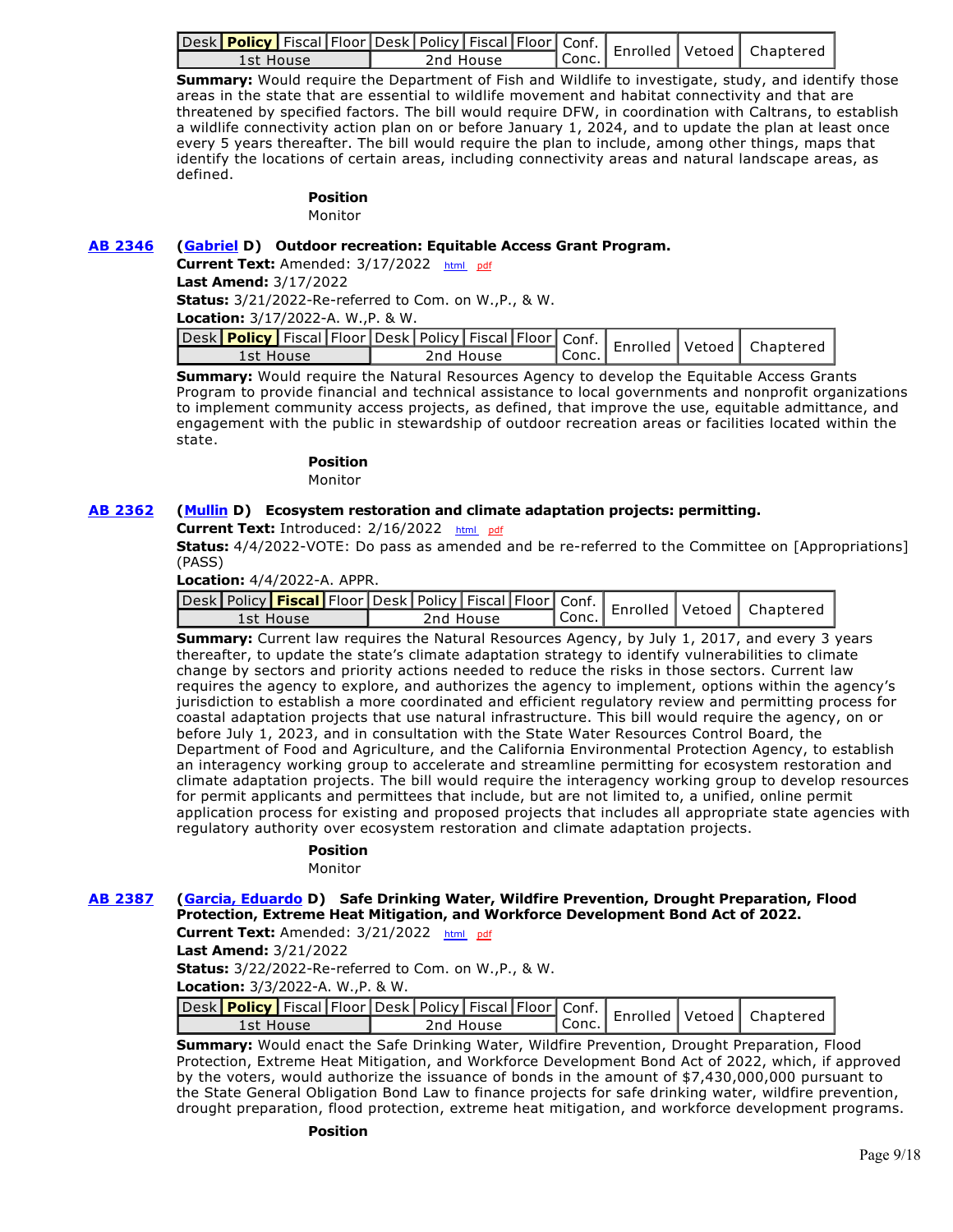| Desk | **Policy** | Fiscal | Floor | Desk | Policy | Fiscal | Floor | Conf. Conc. | Enrolled | Vetoed | Chaptered |
|---|---|---|---|---|---|---|---|---|---|---|---|
| 1st House | | | | 2nd House | | | | | | | |

**Summary:** Would require the Department of Fish and Wildlife to investigate, study, and identify those areas in the state that are essential to wildlife movement and habitat connectivity and that are threatened by specified factors. The bill would require DFW, in coordination with Caltrans, to establish a wildlife connectivity action plan on or before January 1, 2024, and to update the plan at least once every 5 years thereafter. The bill would require the plan to include, among other things, maps that identify the locations of certain areas, including connectivity areas and natural landscape areas, as defined.

**Position**

Monitor

**AB 2346** (**Gabriel** D) **Outdoor recreation: Equitable Access Grant Program.**

**Current Text:** Amended: 3/17/2022 html pdf

**Last Amend:** 3/17/2022

**Status:** 3/21/2022-Re-referred to Com. on W.,P., & W.

**Location:** 3/17/2022-A. W.,P. & W.

| Desk | **Policy** | Fiscal | Floor | Desk | Policy | Fiscal | Floor | Conf. Conc. | Enrolled | Vetoed | Chaptered |
|---|---|---|---|---|---|---|---|---|---|---|---|
| 1st House | | | | 2nd House | | | | | | | |

**Summary:** Would require the Natural Resources Agency to develop the Equitable Access Grants Program to provide financial and technical assistance to local governments and nonprofit organizations to implement community access projects, as defined, that improve the use, equitable admittance, and engagement with the public in stewardship of outdoor recreation areas or facilities located within the state.

**Position**

Monitor

**AB 2362** (**Mullin** D) **Ecosystem restoration and climate adaptation projects: permitting.**

**Current Text:** Introduced: 2/16/2022 html pdf

**Status:** 4/4/2022-VOTE: Do pass as amended and be re-referred to the Committee on [Appropriations] (PASS)

**Location:** 4/4/2022-A. APPR.

| Desk | Policy | **Fiscal** | Floor | Desk | Policy | Fiscal | Floor | Conf. Conc. | Enrolled | Vetoed | Chaptered |
|---|---|---|---|---|---|---|---|---|---|---|---|
| 1st House | | | | 2nd House | | | | | | | |

**Summary:** Current law requires the Natural Resources Agency, by July 1, 2017, and every 3 years thereafter, to update the state's climate adaptation strategy to identify vulnerabilities to climate change by sectors and priority actions needed to reduce the risks in those sectors. Current law requires the agency to explore, and authorizes the agency to implement, options within the agency's jurisdiction to establish a more coordinated and efficient regulatory review and permitting process for coastal adaptation projects that use natural infrastructure. This bill would require the agency, on or before July 1, 2023, and in consultation with the State Water Resources Control Board, the Department of Food and Agriculture, and the California Environmental Protection Agency, to establish an interagency working group to accelerate and streamline permitting for ecosystem restoration and climate adaptation projects. The bill would require the interagency working group to develop resources for permit applicants and permittees that include, but are not limited to, a unified, online permit application process for existing and proposed projects that includes all appropriate state agencies with regulatory authority over ecosystem restoration and climate adaptation projects.

**Position**

Monitor

**AB 2387** (**Garcia, Eduardo** D) **Safe Drinking Water, Wildfire Prevention, Drought Preparation, Flood Protection, Extreme Heat Mitigation, and Workforce Development Bond Act of 2022.**

**Current Text:** Amended: 3/21/2022 html pdf

**Last Amend:** 3/21/2022

**Status:** 3/22/2022-Re-referred to Com. on W.,P., & W.

**Location:** 3/3/2022-A. W.,P. & W.

| Desk | **Policy** | Fiscal | Floor | Desk | Policy | Fiscal | Floor | Conf. Conc. | Enrolled | Vetoed | Chaptered |
|---|---|---|---|---|---|---|---|---|---|---|---|
| 1st House | | | | 2nd House | | | | | | | |

**Summary:** Would enact the Safe Drinking Water, Wildfire Prevention, Drought Preparation, Flood Protection, Extreme Heat Mitigation, and Workforce Development Bond Act of 2022, which, if approved by the voters, would authorize the issuance of bonds in the amount of $7,430,000,000 pursuant to the State General Obligation Bond Law to finance projects for safe drinking water, wildfire prevention, drought preparation, flood protection, extreme heat mitigation, and workforce development programs.

**Position**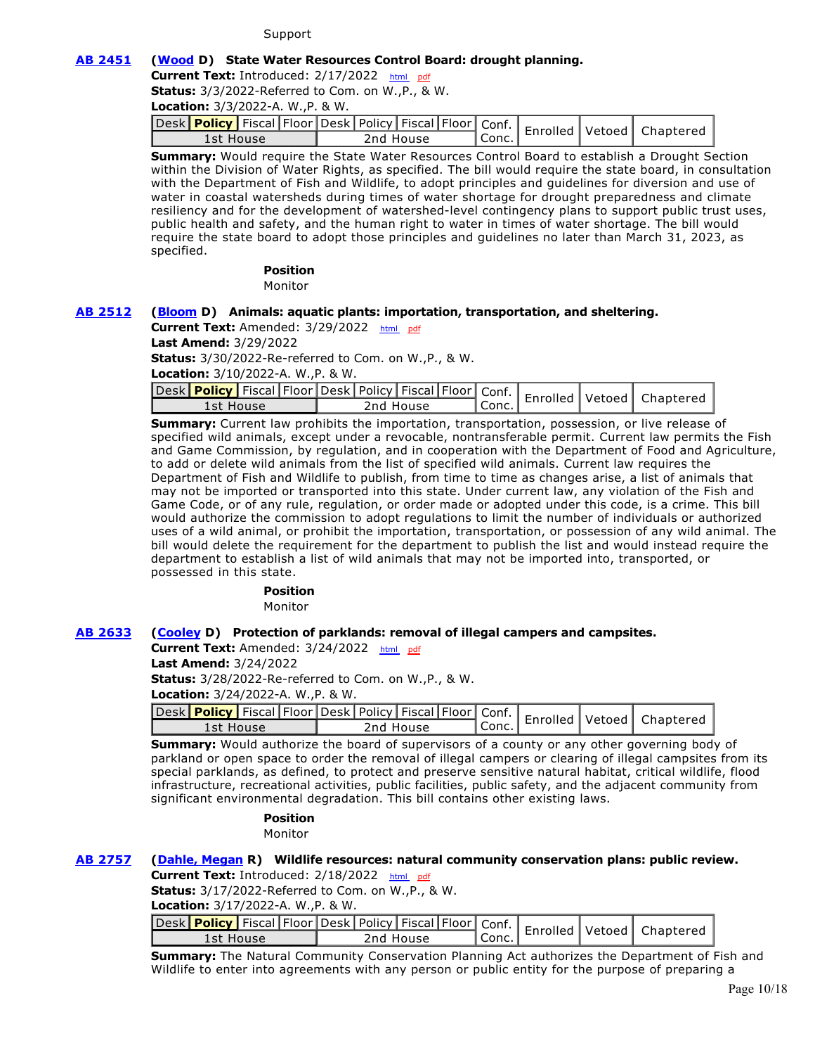Support

**AB 2451** **(Wood D) State Water Resources Control Board: drought planning.**
**Current Text:** Introduced: 2/17/2022 html pdf
**Status:** 3/3/2022-Referred to Com. on W.,P., & W.
**Location:** 3/3/2022-A. W.,P. & W.

| Desk | Policy | Fiscal | Floor | Desk | Policy | Fiscal | Floor | Conf. | Enrolled | Vetoed | Chaptered |
|---|---|---|---|---|---|---|---|---|---|---|---|
| 1st House | | | | 2nd House | | | | Conc. | | | |

**Summary:** Would require the State Water Resources Control Board to establish a Drought Section within the Division of Water Rights, as specified. The bill would require the state board, in consultation with the Department of Fish and Wildlife, to adopt principles and guidelines for diversion and use of water in coastal watersheds during times of water shortage for drought preparedness and climate resiliency and for the development of watershed-level contingency plans to support public trust uses, public health and safety, and the human right to water in times of water shortage. The bill would require the state board to adopt those principles and guidelines no later than March 31, 2023, as specified.

**Position**
Monitor

**AB 2512** **(Bloom D) Animals: aquatic plants: importation, transportation, and sheltering.**
**Current Text:** Amended: 3/29/2022 html pdf
**Last Amend:** 3/29/2022
**Status:** 3/30/2022-Re-referred to Com. on W.,P., & W.
**Location:** 3/10/2022-A. W.,P. & W.

| Desk | Policy | Fiscal | Floor | Desk | Policy | Fiscal | Floor | Conf. | Enrolled | Vetoed | Chaptered |
|---|---|---|---|---|---|---|---|---|---|---|---|
| 1st House | | | | 2nd House | | | | Conc. | | | |

**Summary:** Current law prohibits the importation, transportation, possession, or live release of specified wild animals, except under a revocable, nontransferable permit. Current law permits the Fish and Game Commission, by regulation, and in cooperation with the Department of Food and Agriculture, to add or delete wild animals from the list of specified wild animals. Current law requires the Department of Fish and Wildlife to publish, from time to time as changes arise, a list of animals that may not be imported or transported into this state. Under current law, any violation of the Fish and Game Code, or of any rule, regulation, or order made or adopted under this code, is a crime. This bill would authorize the commission to adopt regulations to limit the number of individuals or authorized uses of a wild animal, or prohibit the importation, transportation, or possession of any wild animal. The bill would delete the requirement for the department to publish the list and would instead require the department to establish a list of wild animals that may not be imported into, transported, or possessed in this state.

**Position**
Monitor

**AB 2633** **(Cooley D) Protection of parklands: removal of illegal campers and campsites.**
**Current Text:** Amended: 3/24/2022 html pdf
**Last Amend:** 3/24/2022
**Status:** 3/28/2022-Re-referred to Com. on W.,P., & W.
**Location:** 3/24/2022-A. W.,P. & W.

| Desk | Policy | Fiscal | Floor | Desk | Policy | Fiscal | Floor | Conf. | Enrolled | Vetoed | Chaptered |
|---|---|---|---|---|---|---|---|---|---|---|---|
| 1st House | | | | 2nd House | | | | Conc. | | | |

**Summary:** Would authorize the board of supervisors of a county or any other governing body of parkland or open space to order the removal of illegal campers or clearing of illegal campsites from its special parklands, as defined, to protect and preserve sensitive natural habitat, critical wildlife, flood infrastructure, recreational activities, public facilities, public safety, and the adjacent community from significant environmental degradation. This bill contains other existing laws.

**Position**
Monitor

**AB 2757** **(Dahle, Megan R) Wildlife resources: natural community conservation plans: public review.**
**Current Text:** Introduced: 2/18/2022 html pdf
**Status:** 3/17/2022-Referred to Com. on W.,P., & W.
**Location:** 3/17/2022-A. W.,P. & W.

| Desk | Policy | Fiscal | Floor | Desk | Policy | Fiscal | Floor | Conf. | Enrolled | Vetoed | Chaptered |
|---|---|---|---|---|---|---|---|---|---|---|---|
| 1st House | | | | 2nd House | | | | Conc. | | | |

**Summary:** The Natural Community Conservation Planning Act authorizes the Department of Fish and Wildlife to enter into agreements with any person or public entity for the purpose of preparing a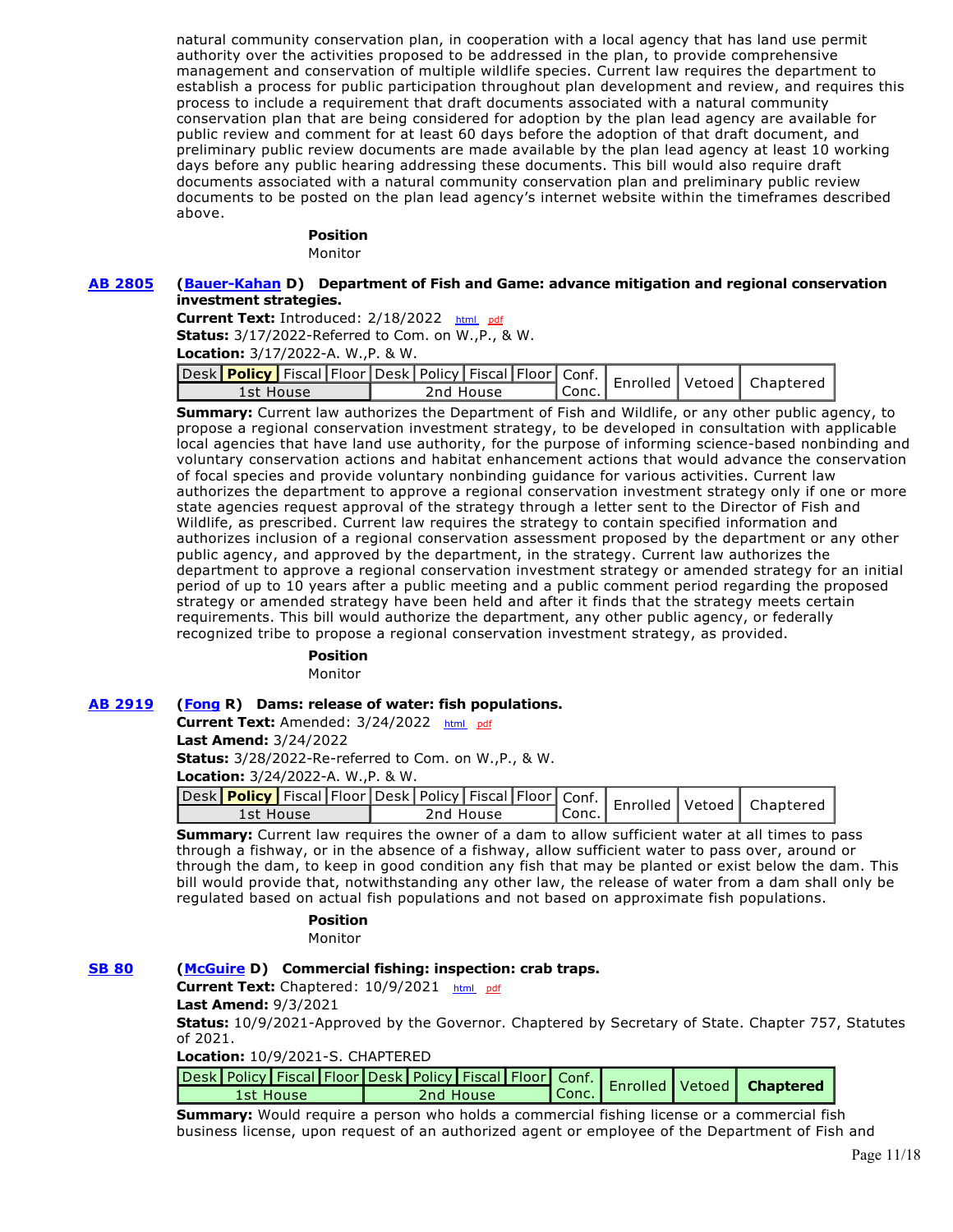natural community conservation plan, in cooperation with a local agency that has land use permit authority over the activities proposed to be addressed in the plan, to provide comprehensive management and conservation of multiple wildlife species. Current law requires the department to establish a process for public participation throughout plan development and review, and requires this process to include a requirement that draft documents associated with a natural community conservation plan that are being considered for adoption by the plan lead agency are available for public review and comment for at least 60 days before the adoption of that draft document, and preliminary public review documents are made available by the plan lead agency at least 10 working days before any public hearing addressing these documents. This bill would also require draft documents associated with a natural community conservation plan and preliminary public review documents to be posted on the plan lead agency's internet website within the timeframes described above.

**Position**
Monitor

**AB 2805** **(Bauer-Kahan D) Department of Fish and Game: advance mitigation and regional conservation investment strategies.**

**Current Text:** Introduced: 2/18/2022 html pdf
**Status:** 3/17/2022-Referred to Com. on W.,P., & W.
**Location:** 3/17/2022-A. W.,P. & W.

| Desk | **Policy** | Fiscal | Floor | Desk | Policy | Fiscal | Floor | Conf. Conc. | Enrolled | Vetoed | Chaptered |
|---|---|---|---|---|---|---|---|---|---|---|---|
| 1st House | | | | 2nd House | | | | | | | |

**Summary:** Current law authorizes the Department of Fish and Wildlife, or any other public agency, to propose a regional conservation investment strategy, to be developed in consultation with applicable local agencies that have land use authority, for the purpose of informing science-based nonbinding and voluntary conservation actions and habitat enhancement actions that would advance the conservation of focal species and provide voluntary nonbinding guidance for various activities. Current law authorizes the department to approve a regional conservation investment strategy only if one or more state agencies request approval of the strategy through a letter sent to the Director of Fish and Wildlife, as prescribed. Current law requires the strategy to contain specified information and authorizes inclusion of a regional conservation assessment proposed by the department or any other public agency, and approved by the department, in the strategy. Current law authorizes the department to approve a regional conservation investment strategy or amended strategy for an initial period of up to 10 years after a public meeting and a public comment period regarding the proposed strategy or amended strategy have been held and after it finds that the strategy meets certain requirements. This bill would authorize the department, any other public agency, or federally recognized tribe to propose a regional conservation investment strategy, as provided.

**Position**
Monitor

**AB 2919** **(Fong R) Dams: release of water: fish populations.**

**Current Text:** Amended: 3/24/2022 html pdf
**Last Amend:** 3/24/2022
**Status:** 3/28/2022-Re-referred to Com. on W.,P., & W.
**Location:** 3/24/2022-A. W.,P. & W.

| Desk | **Policy** | Fiscal | Floor | Desk | Policy | Fiscal | Floor | Conf. Conc. | Enrolled | Vetoed | Chaptered |
|---|---|---|---|---|---|---|---|---|---|---|---|
| 1st House | | | | 2nd House | | | | | | | |

**Summary:** Current law requires the owner of a dam to allow sufficient water at all times to pass through a fishway, or in the absence of a fishway, allow sufficient water to pass over, around or through the dam, to keep in good condition any fish that may be planted or exist below the dam. This bill would provide that, notwithstanding any other law, the release of water from a dam shall only be regulated based on actual fish populations and not based on approximate fish populations.

**Position**
Monitor

**SB 80** **(McGuire D) Commercial fishing: inspection: crab traps.**

**Current Text:** Chaptered: 10/9/2021 html pdf
**Last Amend:** 9/3/2021
**Status:** 10/9/2021-Approved by the Governor. Chaptered by Secretary of State. Chapter 757, Statutes of 2021.
**Location:** 10/9/2021-S. CHAPTERED

| Desk | Policy | Fiscal | Floor | Desk | Policy | Fiscal | Floor | Conf. Conc. | Enrolled | Vetoed | **Chaptered** |
|---|---|---|---|---|---|---|---|---|---|---|---|
| 1st House | | | | 2nd House | | | | | | | |

**Summary:** Would require a person who holds a commercial fishing license or a commercial fish business license, upon request of an authorized agent or employee of the Department of Fish and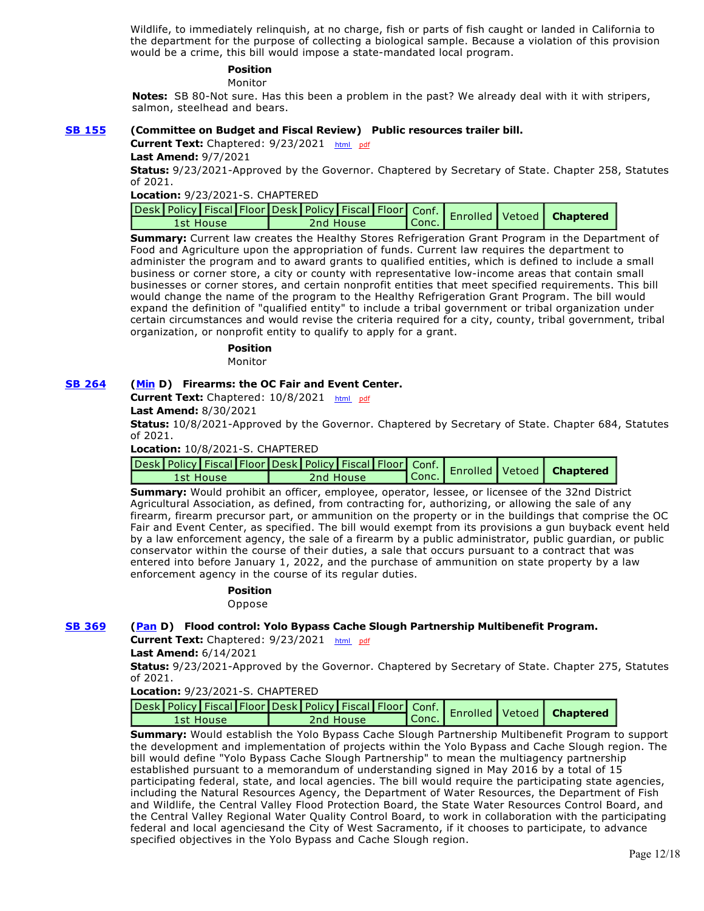Wildlife, to immediately relinquish, at no charge, fish or parts of fish caught or landed in California to the department for the purpose of collecting a biological sample. Because a violation of this provision would be a crime, this bill would impose a state-mandated local program.

**Position**

Monitor

**Notes:** SB 80-Not sure. Has this been a problem in the past? We already deal with it with stripers, salmon, steelhead and bears.

## SB 155 **(Committee on Budget and Fiscal Review) Public resources trailer bill.**

**Current Text:** Chaptered: 9/23/2021 html pdf

**Last Amend:** 9/7/2021

**Status:** 9/23/2021-Approved by the Governor. Chaptered by Secretary of State. Chapter 258, Statutes of 2021.

**Location:** 9/23/2021-S. CHAPTERED

| Desk | Policy | Fiscal | Floor | Desk | Policy | Fiscal | Floor | Conf. Conc. | Enrolled | Vetoed | Chaptered |
|---|---|---|---|---|---|---|---|---|---|---|---|
| 1st House | | | | 2nd House | | | | | | | |

**Summary:** Current law creates the Healthy Stores Refrigeration Grant Program in the Department of Food and Agriculture upon the appropriation of funds. Current law requires the department to administer the program and to award grants to qualified entities, which is defined to include a small business or corner store, a city or county with representative low-income areas that contain small businesses or corner stores, and certain nonprofit entities that meet specified requirements. This bill would change the name of the program to the Healthy Refrigeration Grant Program. The bill would expand the definition of "qualified entity" to include a tribal government or tribal organization under certain circumstances and would revise the criteria required for a city, county, tribal government, tribal organization, or nonprofit entity to qualify to apply for a grant.

**Position**

Monitor

## SB 264 **(Min D) Firearms: the OC Fair and Event Center.**

**Current Text:** Chaptered: 10/8/2021 html pdf

**Last Amend:** 8/30/2021

**Status:** 10/8/2021-Approved by the Governor. Chaptered by Secretary of State. Chapter 684, Statutes of 2021.

**Location:** 10/8/2021-S. CHAPTERED

| Desk | Policy | Fiscal | Floor | Desk | Policy | Fiscal | Floor | Conf. Conc. | Enrolled | Vetoed | Chaptered |
|---|---|---|---|---|---|---|---|---|---|---|---|
| 1st House | | | | 2nd House | | | | | | | |

**Summary:** Would prohibit an officer, employee, operator, lessee, or licensee of the 32nd District Agricultural Association, as defined, from contracting for, authorizing, or allowing the sale of any firearm, firearm precursor part, or ammunition on the property or in the buildings that comprise the OC Fair and Event Center, as specified. The bill would exempt from its provisions a gun buyback event held by a law enforcement agency, the sale of a firearm by a public administrator, public guardian, or public conservator within the course of their duties, a sale that occurs pursuant to a contract that was entered into before January 1, 2022, and the purchase of ammunition on state property by a law enforcement agency in the course of its regular duties.

**Position**

Oppose

## SB 369 **(Pan D) Flood control: Yolo Bypass Cache Slough Partnership Multibenefit Program.**

**Current Text:** Chaptered: 9/23/2021 html pdf

**Last Amend:** 6/14/2021

**Status:** 9/23/2021-Approved by the Governor. Chaptered by Secretary of State. Chapter 275, Statutes of 2021.

**Location:** 9/23/2021-S. CHAPTERED

| Desk | Policy | Fiscal | Floor | Desk | Policy | Fiscal | Floor | Conf. Conc. | Enrolled | Vetoed | Chaptered |
|---|---|---|---|---|---|---|---|---|---|---|---|
| 1st House | | | | 2nd House | | | | | | | |

**Summary:** Would establish the Yolo Bypass Cache Slough Partnership Multibenefit Program to support the development and implementation of projects within the Yolo Bypass and Cache Slough region. The bill would define "Yolo Bypass Cache Slough Partnership" to mean the multiagency partnership established pursuant to a memorandum of understanding signed in May 2016 by a total of 15 participating federal, state, and local agencies. The bill would require the participating state agencies, including the Natural Resources Agency, the Department of Water Resources, the Department of Fish and Wildlife, the Central Valley Flood Protection Board, the State Water Resources Control Board, and the Central Valley Regional Water Quality Control Board, to work in collaboration with the participating federal and local agenciesand the City of West Sacramento, if it chooses to participate, to advance specified objectives in the Yolo Bypass and Cache Slough region.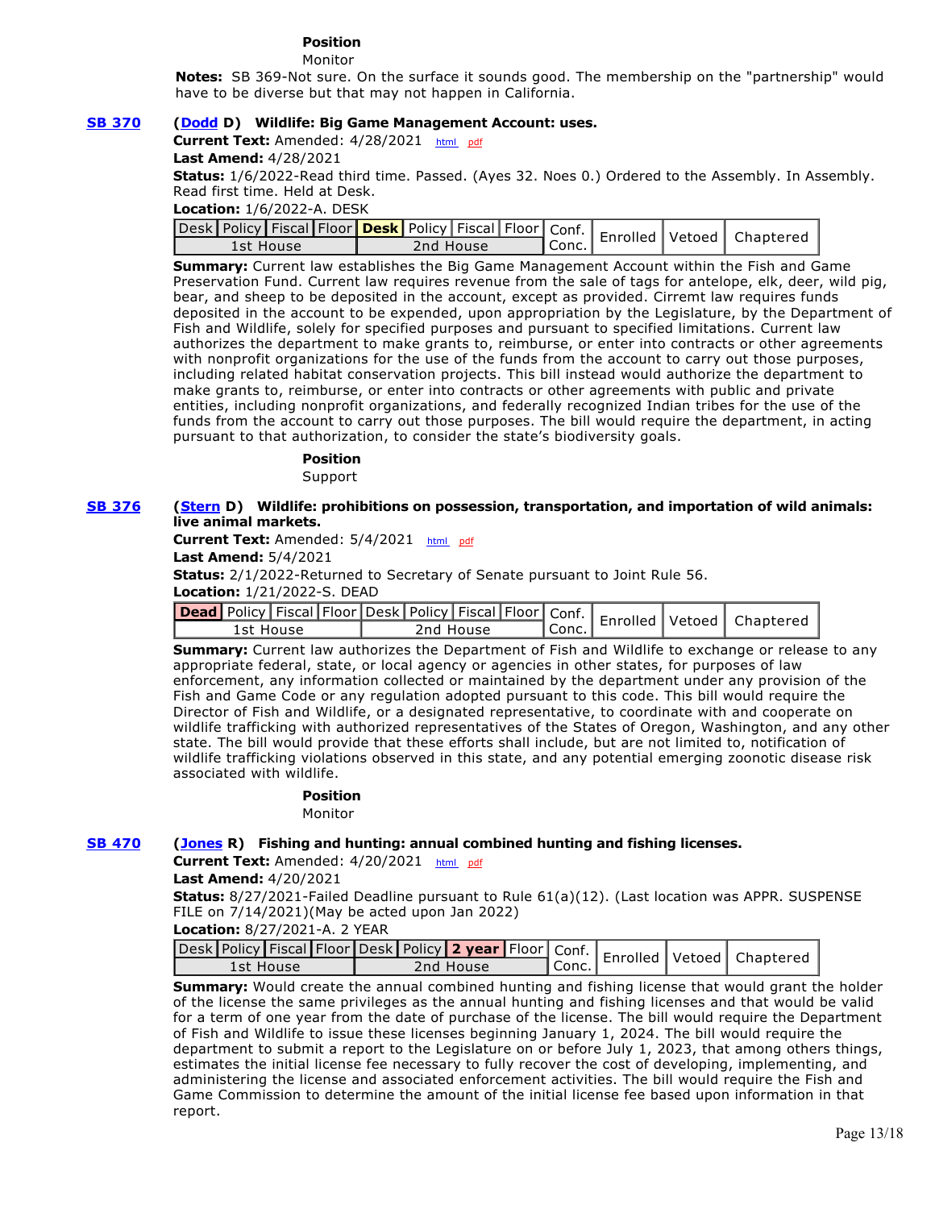**Position**
Monitor

**Notes:** SB 369-Not sure. On the surface it sounds good. The membership on the "partnership" would have to be diverse but that may not happen in California.

**SB 370** **(Dodd D) Wildlife: Big Game Management Account: uses.**

**Current Text:** Amended: 4/28/2021 html pdf

**Last Amend:** 4/28/2021

**Status:** 1/6/2022-Read third time. Passed. (Ayes 32. Noes 0.) Ordered to the Assembly. In Assembly. Read first time. Held at Desk.

**Location:** 1/6/2022-A. DESK

| Desk | Policy | Fiscal | Floor | **Desk** | Policy | Fiscal | Floor | Conf. Conc. | Enrolled | Vetoed | Chaptered |
|---|---|---|---|---|---|---|---|---|---|---|---|
| 1st House | | | | 2nd House | | | | | | | |

**Summary:** Current law establishes the Big Game Management Account within the Fish and Game Preservation Fund. Current law requires revenue from the sale of tags for antelope, elk, deer, wild pig, bear, and sheep to be deposited in the account, except as provided. Cirremt law requires funds deposited in the account to be expended, upon appropriation by the Legislature, by the Department of Fish and Wildlife, solely for specified purposes and pursuant to specified limitations. Current law authorizes the department to make grants to, reimburse, or enter into contracts or other agreements with nonprofit organizations for the use of the funds from the account to carry out those purposes, including related habitat conservation projects. This bill instead would authorize the department to make grants to, reimburse, or enter into contracts or other agreements with public and private entities, including nonprofit organizations, and federally recognized Indian tribes for the use of the funds from the account to carry out those purposes. The bill would require the department, in acting pursuant to that authorization, to consider the state's biodiversity goals.

**Position**
Support

**SB 376** **(Stern D) Wildlife: prohibitions on possession, transportation, and importation of wild animals: live animal markets.**

**Current Text:** Amended: 5/4/2021 html pdf

**Last Amend:** 5/4/2021

**Status:** 2/1/2022-Returned to Secretary of Senate pursuant to Joint Rule 56.

**Location:** 1/21/2022-S. DEAD

| **Dead** | Policy | Fiscal | Floor | Desk | Policy | Fiscal | Floor | Conf. Conc. | Enrolled | Vetoed | Chaptered |
|---|---|---|---|---|---|---|---|---|---|---|---|
| 1st House | | | | 2nd House | | | | | | | |

**Summary:** Current law authorizes the Department of Fish and Wildlife to exchange or release to any appropriate federal, state, or local agency or agencies in other states, for purposes of law enforcement, any information collected or maintained by the department under any provision of the Fish and Game Code or any regulation adopted pursuant to this code. This bill would require the Director of Fish and Wildlife, or a designated representative, to coordinate with and cooperate on wildlife trafficking with authorized representatives of the States of Oregon, Washington, and any other state. The bill would provide that these efforts shall include, but are not limited to, notification of wildlife trafficking violations observed in this state, and any potential emerging zoonotic disease risk associated with wildlife.

**Position**
Monitor

**SB 470** **(Jones R) Fishing and hunting: annual combined hunting and fishing licenses.**

**Current Text:** Amended: 4/20/2021 html pdf

**Last Amend:** 4/20/2021

**Status:** 8/27/2021-Failed Deadline pursuant to Rule 61(a)(12). (Last location was APPR. SUSPENSE FILE on 7/14/2021)(May be acted upon Jan 2022)

**Location:** 8/27/2021-A. 2 YEAR

| Desk | Policy | Fiscal | Floor | Desk | Policy | **2 year** | Floor | Conf. Conc. | Enrolled | Vetoed | Chaptered |
|---|---|---|---|---|---|---|---|---|---|---|---|
| 1st House | | | | 2nd House | | | | | | | |

**Summary:** Would create the annual combined hunting and fishing license that would grant the holder of the license the same privileges as the annual hunting and fishing licenses and that would be valid for a term of one year from the date of purchase of the license. The bill would require the Department of Fish and Wildlife to issue these licenses beginning January 1, 2024. The bill would require the department to submit a report to the Legislature on or before July 1, 2023, that among others things, estimates the initial license fee necessary to fully recover the cost of developing, implementing, and administering the license and associated enforcement activities. The bill would require the Fish and Game Commission to determine the amount of the initial license fee based upon information in that report.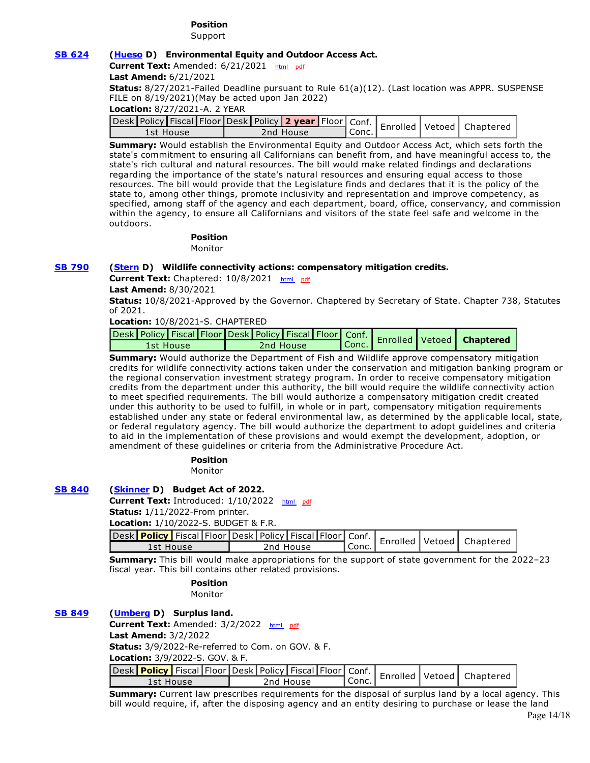**Position**
Support

**SB 624** **(Hueso D) Environmental Equity and Outdoor Access Act.**
**Current Text:** Amended: 6/21/2021 html pdf
**Last Amend:** 6/21/2021
**Status:** 8/27/2021-Failed Deadline pursuant to Rule 61(a)(12). (Last location was APPR. SUSPENSE FILE on 8/19/2021)(May be acted upon Jan 2022)
**Location:** 8/27/2021-A. 2 YEAR

| Desk | Policy | Fiscal | Floor | Desk | Policy | **2 year** | Floor | Conf. Conc. | Enrolled | Vetoed | Chaptered |
|---|---|---|---|---|---|---|---|---|---|---|---|
| 1st House | | | | 2nd House | | | | | | | |

**Summary:** Would establish the Environmental Equity and Outdoor Access Act, which sets forth the state's commitment to ensuring all Californians can benefit from, and have meaningful access to, the state's rich cultural and natural resources. The bill would make related findings and declarations regarding the importance of the state's natural resources and ensuring equal access to those resources. The bill would provide that the Legislature finds and declares that it is the policy of the state to, among other things, promote inclusivity and representation and improve competency, as specified, among staff of the agency and each department, board, office, conservancy, and commission within the agency, to ensure all Californians and visitors of the state feel safe and welcome in the outdoors.

**Position**
Monitor

**SB 790** **(Stern D) Wildlife connectivity actions: compensatory mitigation credits.**
**Current Text:** Chaptered: 10/8/2021 html pdf
**Last Amend:** 8/30/2021
**Status:** 10/8/2021-Approved by the Governor. Chaptered by Secretary of State. Chapter 738, Statutes of 2021.
**Location:** 10/8/2021-S. CHAPTERED

| Desk | Policy | Fiscal | Floor | Desk | Policy | Fiscal | Floor | Conf. Conc. | Enrolled | Vetoed | **Chaptered** |
|---|---|---|---|---|---|---|---|---|---|---|---|
| 1st House | | | | 2nd House | | | | | | | |

**Summary:** Would authorize the Department of Fish and Wildlife approve compensatory mitigation credits for wildlife connectivity actions taken under the conservation and mitigation banking program or the regional conservation investment strategy program. In order to receive compensatory mitigation credits from the department under this authority, the bill would require the wildlife connectivity action to meet specified requirements. The bill would authorize a compensatory mitigation credit created under this authority to be used to fulfill, in whole or in part, compensatory mitigation requirements established under any state or federal environmental law, as determined by the applicable local, state, or federal regulatory agency. The bill would authorize the department to adopt guidelines and criteria to aid in the implementation of these provisions and would exempt the development, adoption, or amendment of these guidelines or criteria from the Administrative Procedure Act.

**Position**
Monitor

**SB 840** **(Skinner D) Budget Act of 2022.**
**Current Text:** Introduced: 1/10/2022 html pdf
**Status:** 1/11/2022-From printer.
**Location:** 1/10/2022-S. BUDGET & F.R.

| Desk | **Policy** | Fiscal | Floor | Desk | Policy | Fiscal | Floor | Conf. Conc. | Enrolled | Vetoed | Chaptered |
|---|---|---|---|---|---|---|---|---|---|---|---|
| 1st House | | | | 2nd House | | | | | | | |

**Summary:** This bill would make appropriations for the support of state government for the 2022–23 fiscal year. This bill contains other related provisions.

**Position**
Monitor

**SB 849** **(Umberg D) Surplus land.**
**Current Text:** Amended: 3/2/2022 html pdf
**Last Amend:** 3/2/2022
**Status:** 3/9/2022-Re-referred to Com. on GOV. & F.
**Location:** 3/9/2022-S. GOV. & F.

| Desk | **Policy** | Fiscal | Floor | Desk | Policy | Fiscal | Floor | Conf. Conc. | Enrolled | Vetoed | Chaptered |
|---|---|---|---|---|---|---|---|---|---|---|---|
| 1st House | | | | 2nd House | | | | | | | |

**Summary:** Current law prescribes requirements for the disposal of surplus land by a local agency. This bill would require, if, after the disposing agency and an entity desiring to purchase or lease the land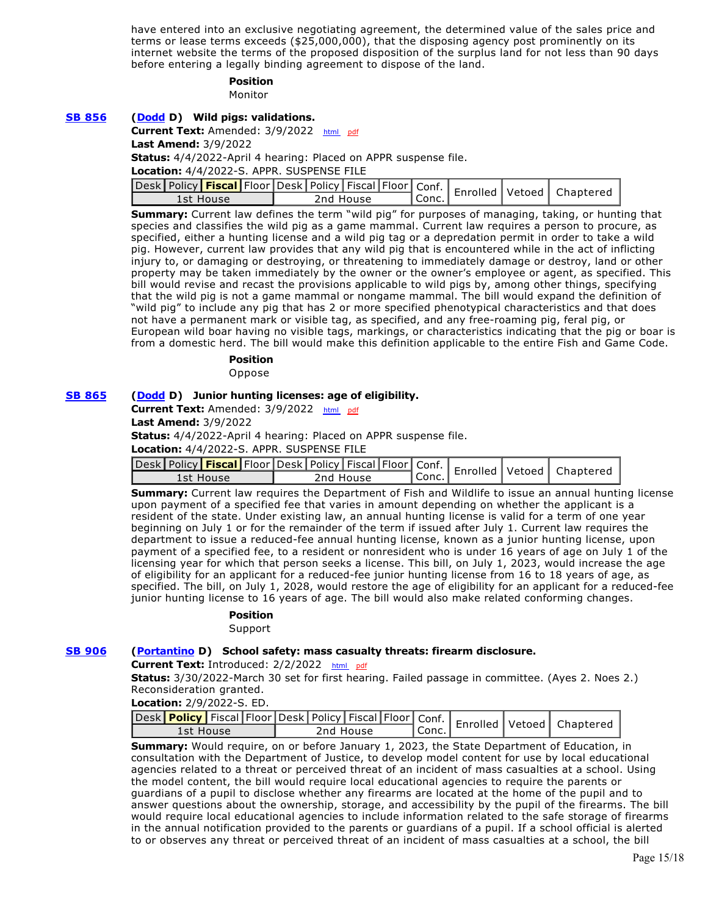have entered into an exclusive negotiating agreement, the determined value of the sales price and terms or lease terms exceeds ($25,000,000), that the disposing agency post prominently on its internet website the terms of the proposed disposition of the surplus land for not less than 90 days before entering a legally binding agreement to dispose of the land.

**Position**
Monitor

**SB 856** **(Dodd D) Wild pigs: validations.**
**Current Text:** Amended: 3/9/2022 html pdf
**Last Amend:** 3/9/2022
**Status:** 4/4/2022-April 4 hearing: Placed on APPR suspense file.
**Location:** 4/4/2022-S. APPR. SUSPENSE FILE

| Desk | Policy | **Fiscal** | Floor | Desk | Policy | Fiscal | Floor | Conf. Conc. | Enrolled | Vetoed | Chaptered |
|---|---|---|---|---|---|---|---|---|---|---|---|
| 1st House | | | | 2nd House | | | | | | | |

**Summary:** Current law defines the term “wild pig” for purposes of managing, taking, or hunting that species and classifies the wild pig as a game mammal. Current law requires a person to procure, as specified, either a hunting license and a wild pig tag or a depredation permit in order to take a wild pig. However, current law provides that any wild pig that is encountered while in the act of inflicting injury to, or damaging or destroying, or threatening to immediately damage or destroy, land or other property may be taken immediately by the owner or the owner’s employee or agent, as specified. This bill would revise and recast the provisions applicable to wild pigs by, among other things, specifying that the wild pig is not a game mammal or nongame mammal. The bill would expand the definition of “wild pig” to include any pig that has 2 or more specified phenotypical characteristics and that does not have a permanent mark or visible tag, as specified, and any free-roaming pig, feral pig, or European wild boar having no visible tags, markings, or characteristics indicating that the pig or boar is from a domestic herd. The bill would make this definition applicable to the entire Fish and Game Code.

**Position**
Oppose

**SB 865** **(Dodd D) Junior hunting licenses: age of eligibility.**
**Current Text:** Amended: 3/9/2022 html pdf
**Last Amend:** 3/9/2022
**Status:** 4/4/2022-April 4 hearing: Placed on APPR suspense file.
**Location:** 4/4/2022-S. APPR. SUSPENSE FILE

| Desk | Policy | **Fiscal** | Floor | Desk | Policy | Fiscal | Floor | Conf. Conc. | Enrolled | Vetoed | Chaptered |
|---|---|---|---|---|---|---|---|---|---|---|---|
| 1st House | | | | 2nd House | | | | | | | |

**Summary:** Current law requires the Department of Fish and Wildlife to issue an annual hunting license upon payment of a specified fee that varies in amount depending on whether the applicant is a resident of the state. Under existing law, an annual hunting license is valid for a term of one year beginning on July 1 or for the remainder of the term if issued after July 1. Current law requires the department to issue a reduced-fee annual hunting license, known as a junior hunting license, upon payment of a specified fee, to a resident or nonresident who is under 16 years of age on July 1 of the licensing year for which that person seeks a license. This bill, on July 1, 2023, would increase the age of eligibility for an applicant for a reduced-fee junior hunting license from 16 to 18 years of age, as specified. The bill, on July 1, 2028, would restore the age of eligibility for an applicant for a reduced-fee junior hunting license to 16 years of age. The bill would also make related conforming changes.

**Position**
Support

**SB 906** **(Portantino D) School safety: mass casualty threats: firearm disclosure.**
**Current Text:** Introduced: 2/2/2022 html pdf
**Status:** 3/30/2022-March 30 set for first hearing. Failed passage in committee. (Ayes 2. Noes 2.) Reconsideration granted.
**Location:** 2/9/2022-S. ED.

| Desk | **Policy** | Fiscal | Floor | Desk | Policy | Fiscal | Floor | Conf. Conc. | Enrolled | Vetoed | Chaptered |
|---|---|---|---|---|---|---|---|---|---|---|---|
| 1st House | | | | 2nd House | | | | | | | |

**Summary:** Would require, on or before January 1, 2023, the State Department of Education, in consultation with the Department of Justice, to develop model content for use by local educational agencies related to a threat or perceived threat of an incident of mass casualties at a school. Using the model content, the bill would require local educational agencies to require the parents or guardians of a pupil to disclose whether any firearms are located at the home of the pupil and to answer questions about the ownership, storage, and accessibility by the pupil of the firearms. The bill would require local educational agencies to include information related to the safe storage of firearms in the annual notification provided to the parents or guardians of a pupil. If a school official is alerted to or observes any threat or perceived threat of an incident of mass casualties at a school, the bill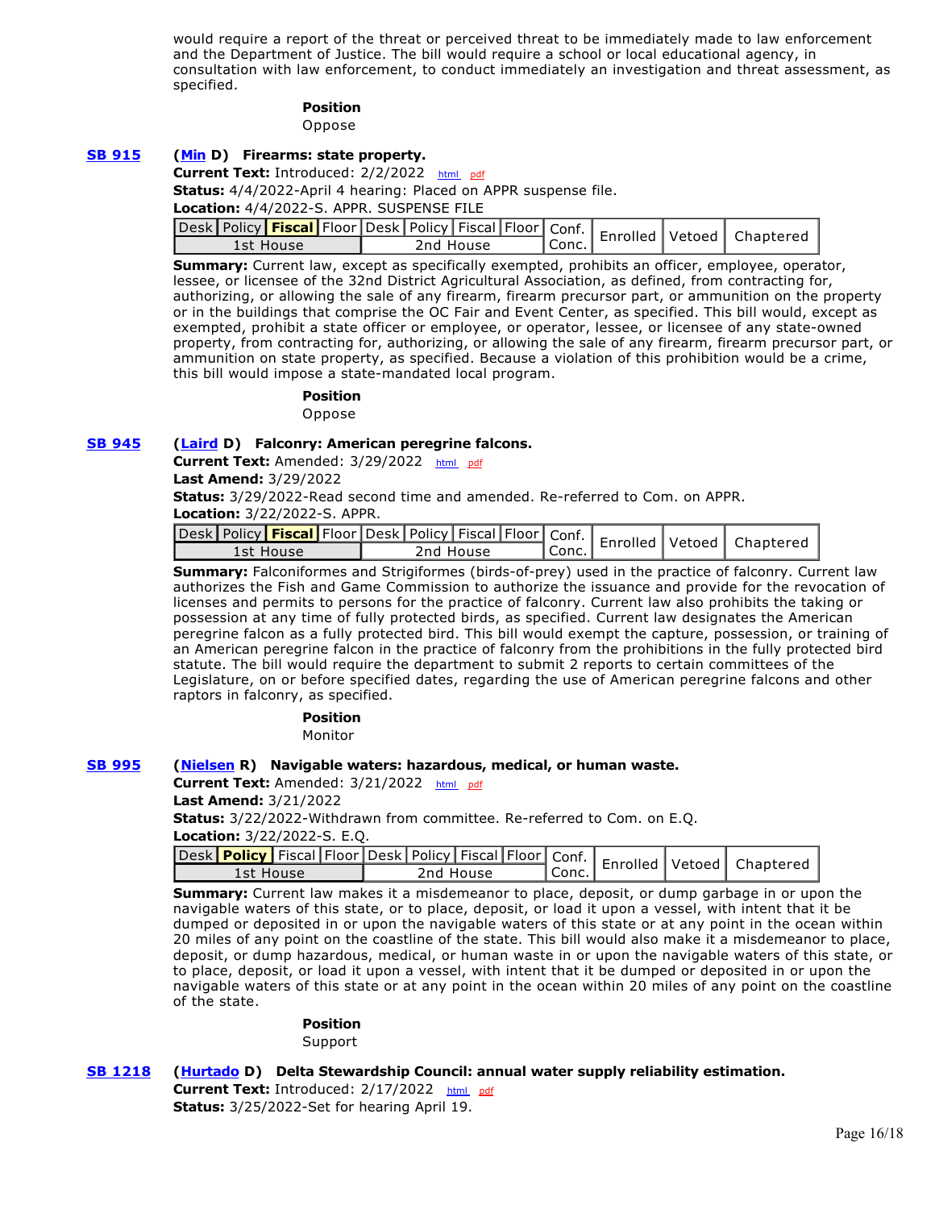would require a report of the threat or perceived threat to be immediately made to law enforcement and the Department of Justice. The bill would require a school or local educational agency, in consultation with law enforcement, to conduct immediately an investigation and threat assessment, as specified.

**Position**

Oppose

**SB 915** **(Min D) Firearms: state property.**

**Current Text:** Introduced: 2/2/2022 html pdf

**Status:** 4/4/2022-April 4 hearing: Placed on APPR suspense file.

**Location:** 4/4/2022-S. APPR. SUSPENSE FILE

| Desk | Policy | **Fiscal** | Floor | Desk | Policy | Fiscal | Floor | Conf. | Enrolled | Vetoed | Chaptered |
|---|---|---|---|---|---|---|---|---|---|---|---|
| 1st House | | | | 2nd House | | | | Conc. | | | |

**Summary:** Current law, except as specifically exempted, prohibits an officer, employee, operator, lessee, or licensee of the 32nd District Agricultural Association, as defined, from contracting for, authorizing, or allowing the sale of any firearm, firearm precursor part, or ammunition on the property or in the buildings that comprise the OC Fair and Event Center, as specified. This bill would, except as exempted, prohibit a state officer or employee, or operator, lessee, or licensee of any state-owned property, from contracting for, authorizing, or allowing the sale of any firearm, firearm precursor part, or ammunition on state property, as specified. Because a violation of this prohibition would be a crime, this bill would impose a state-mandated local program.

**Position**

Oppose

**SB 945** **(Laird D) Falconry: American peregrine falcons.**

**Current Text:** Amended: 3/29/2022 html pdf

**Last Amend:** 3/29/2022

**Status:** 3/29/2022-Read second time and amended. Re-referred to Com. on APPR.

**Location:** 3/22/2022-S. APPR.

| Desk | Policy | **Fiscal** | Floor | Desk | Policy | Fiscal | Floor | Conf. | Enrolled | Vetoed | Chaptered |
|---|---|---|---|---|---|---|---|---|---|---|---|
| 1st House | | | | 2nd House | | | | Conc. | | | |

**Summary:** Falconiformes and Strigiformes (birds-of-prey) used in the practice of falconry. Current law authorizes the Fish and Game Commission to authorize the issuance and provide for the revocation of licenses and permits to persons for the practice of falconry. Current law also prohibits the taking or possession at any time of fully protected birds, as specified. Current law designates the American peregrine falcon as a fully protected bird. This bill would exempt the capture, possession, or training of an American peregrine falcon in the practice of falconry from the prohibitions in the fully protected bird statute. The bill would require the department to submit 2 reports to certain committees of the Legislature, on or before specified dates, regarding the use of American peregrine falcons and other raptors in falconry, as specified.

**Position**

Monitor

**SB 995** **(Nielsen R) Navigable waters: hazardous, medical, or human waste.**

**Current Text:** Amended: 3/21/2022 html pdf

**Last Amend:** 3/21/2022

**Status:** 3/22/2022-Withdrawn from committee. Re-referred to Com. on E.Q.

**Location:** 3/22/2022-S. E.Q.

| Desk | **Policy** | Fiscal | Floor | Desk | Policy | Fiscal | Floor | Conf. | Enrolled | Vetoed | Chaptered |
|---|---|---|---|---|---|---|---|---|---|---|---|
| 1st House | | | | 2nd House | | | | Conc. | | | |

**Summary:** Current law makes it a misdemeanor to place, deposit, or dump garbage in or upon the navigable waters of this state, or to place, deposit, or load it upon a vessel, with intent that it be dumped or deposited in or upon the navigable waters of this state or at any point in the ocean within 20 miles of any point on the coastline of the state. This bill would also make it a misdemeanor to place, deposit, or dump hazardous, medical, or human waste in or upon the navigable waters of this state, or to place, deposit, or load it upon a vessel, with intent that it be dumped or deposited in or upon the navigable waters of this state or at any point in the ocean within 20 miles of any point on the coastline of the state.

**Position**

Support

**SB 1218** **(Hurtado D) Delta Stewardship Council: annual water supply reliability estimation.**

**Current Text:** Introduced: 2/17/2022 html pdf

**Status:** 3/25/2022-Set for hearing April 19.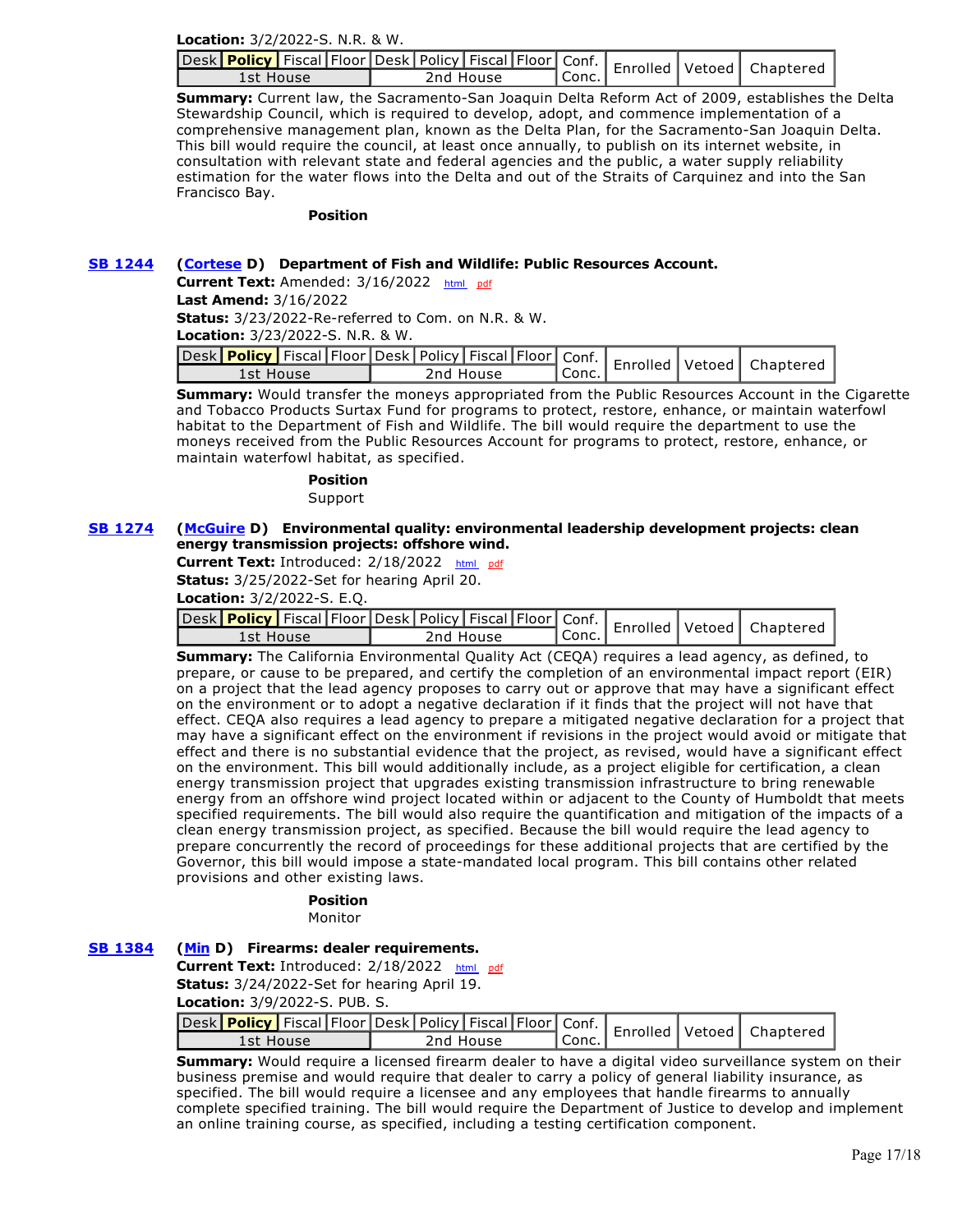**Location:** 3/2/2022-S. N.R. & W.

| Desk | **Policy** | Fiscal | Floor | Desk | Policy | Fiscal | Floor | Conf. Conc. | Enrolled | Vetoed | Chaptered |
|---|---|---|---|---|---|---|---|---|---|---|---|
| 1st House | | | | 2nd House | | | | | | | |

**Summary:** Current law, the Sacramento-San Joaquin Delta Reform Act of 2009, establishes the Delta Stewardship Council, which is required to develop, adopt, and commence implementation of a comprehensive management plan, known as the Delta Plan, for the Sacramento-San Joaquin Delta. This bill would require the council, at least once annually, to publish on its internet website, in consultation with relevant state and federal agencies and the public, a water supply reliability estimation for the water flows into the Delta and out of the Straits of Carquinez and into the San Francisco Bay.

**Position**

**SB 1244** **(Cortese D) Department of Fish and Wildlife: Public Resources Account.**

**Current Text:** Amended: 3/16/2022 html pdf

**Last Amend:** 3/16/2022

**Status:** 3/23/2022-Re-referred to Com. on N.R. & W.

**Location:** 3/23/2022-S. N.R. & W.

| Desk | **Policy** | Fiscal | Floor | Desk | Policy | Fiscal | Floor | Conf. Conc. | Enrolled | Vetoed | Chaptered |
|---|---|---|---|---|---|---|---|---|---|---|---|
| 1st House | | | | 2nd House | | | | | | | |

**Summary:** Would transfer the moneys appropriated from the Public Resources Account in the Cigarette and Tobacco Products Surtax Fund for programs to protect, restore, enhance, or maintain waterfowl habitat to the Department of Fish and Wildlife. The bill would require the department to use the moneys received from the Public Resources Account for programs to protect, restore, enhance, or maintain waterfowl habitat, as specified.

**Position**

Support

**SB 1274** **(McGuire D) Environmental quality: environmental leadership development projects: clean energy transmission projects: offshore wind.**

**Current Text:** Introduced: 2/18/2022 html pdf

**Status:** 3/25/2022-Set for hearing April 20.

**Location:** 3/2/2022-S. E.Q.

| Desk | **Policy** | Fiscal | Floor | Desk | Policy | Fiscal | Floor | Conf. Conc. | Enrolled | Vetoed | Chaptered |
|---|---|---|---|---|---|---|---|---|---|---|---|
| 1st House | | | | 2nd House | | | | | | | |

**Summary:** The California Environmental Quality Act (CEQA) requires a lead agency, as defined, to prepare, or cause to be prepared, and certify the completion of an environmental impact report (EIR) on a project that the lead agency proposes to carry out or approve that may have a significant effect on the environment or to adopt a negative declaration if it finds that the project will not have that effect. CEQA also requires a lead agency to prepare a mitigated negative declaration for a project that may have a significant effect on the environment if revisions in the project would avoid or mitigate that effect and there is no substantial evidence that the project, as revised, would have a significant effect on the environment. This bill would additionally include, as a project eligible for certification, a clean energy transmission project that upgrades existing transmission infrastructure to bring renewable energy from an offshore wind project located within or adjacent to the County of Humboldt that meets specified requirements. The bill would also require the quantification and mitigation of the impacts of a clean energy transmission project, as specified. Because the bill would require the lead agency to prepare concurrently the record of proceedings for these additional projects that are certified by the Governor, this bill would impose a state-mandated local program. This bill contains other related provisions and other existing laws.

**Position**

Monitor

**SB 1384** **(Min D) Firearms: dealer requirements.**

**Current Text:** Introduced: 2/18/2022 html pdf

**Status:** 3/24/2022-Set for hearing April 19.

**Location:** 3/9/2022-S. PUB. S.

| Desk | **Policy** | Fiscal | Floor | Desk | Policy | Fiscal | Floor | Conf. Conc. | Enrolled | Vetoed | Chaptered |
|---|---|---|---|---|---|---|---|---|---|---|---|
| 1st House | | | | 2nd House | | | | | | | |

**Summary:** Would require a licensed firearm dealer to have a digital video surveillance system on their business premise and would require that dealer to carry a policy of general liability insurance, as specified. The bill would require a licensee and any employees that handle firearms to annually complete specified training. The bill would require the Department of Justice to develop and implement an online training course, as specified, including a testing certification component.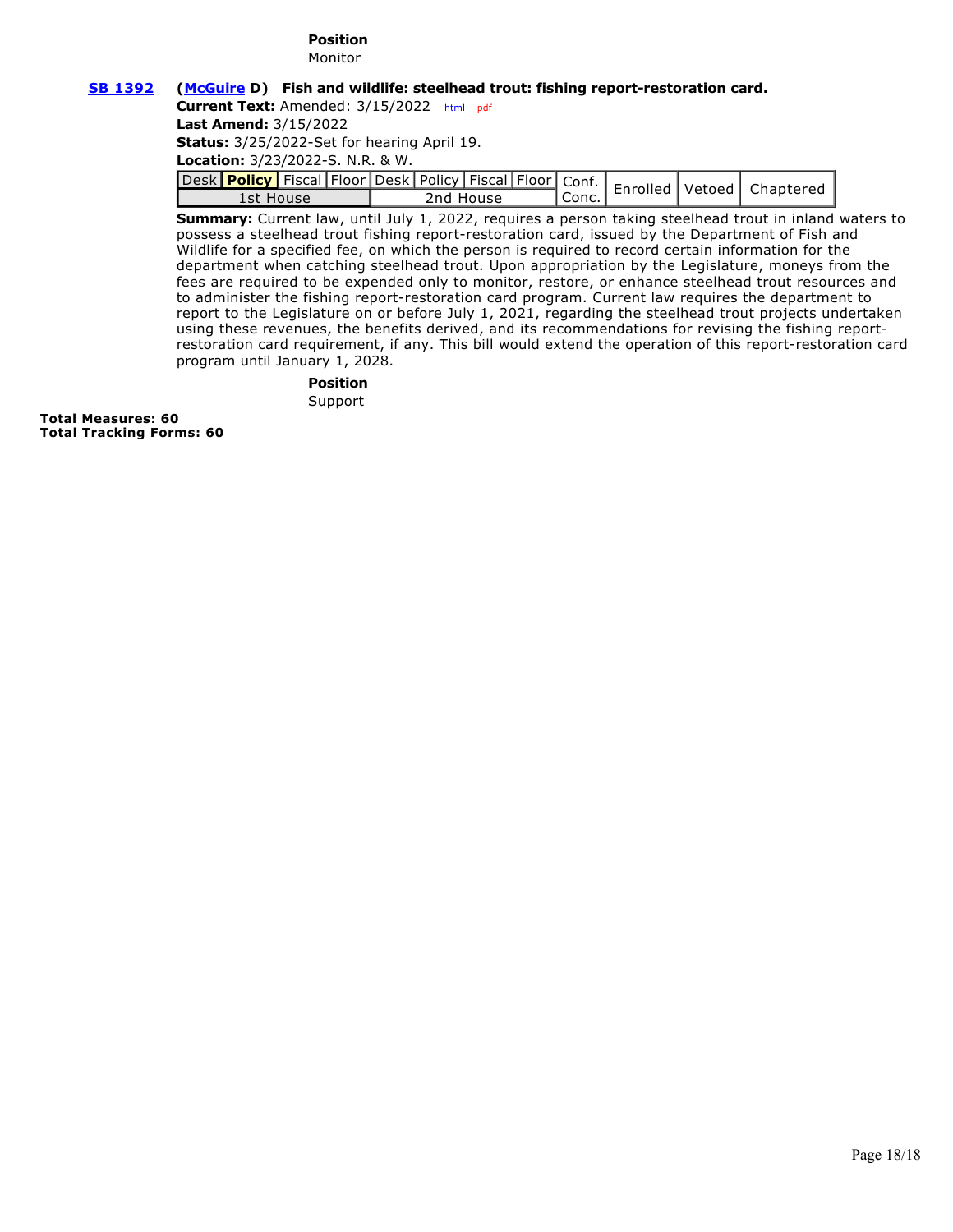**Position**

Monitor

**SB 1392** (**McGuire** D) **Fish and wildlife: steelhead trout: fishing report-restoration card.**

**Current Text:** Amended: 3/15/2022 html pdf

**Last Amend:** 3/15/2022

**Status:** 3/25/2022-Set for hearing April 19.

**Location:** 3/23/2022-S. N.R. & W.

| Desk | **Policy** | Fiscal | Floor | Desk | Policy | Fiscal | Floor | Conf. Conc. | Enrolled | Vetoed | Chaptered |
|---|---|---|---|---|---|---|---|---|---|---|---|
| 1st House | | | | 2nd House | | | | | | | |

**Summary:** Current law, until July 1, 2022, requires a person taking steelhead trout in inland waters to possess a steelhead trout fishing report-restoration card, issued by the Department of Fish and Wildlife for a specified fee, on which the person is required to record certain information for the department when catching steelhead trout. Upon appropriation by the Legislature, moneys from the fees are required to be expended only to monitor, restore, or enhance steelhead trout resources and to administer the fishing report-restoration card program. Current law requires the department to report to the Legislature on or before July 1, 2021, regarding the steelhead trout projects undertaken using these revenues, the benefits derived, and its recommendations for revising the fishing report-restoration card requirement, if any. This bill would extend the operation of this report-restoration card program until January 1, 2028.

**Position**

Support

**Total Measures: 60**
**Total Tracking Forms: 60**